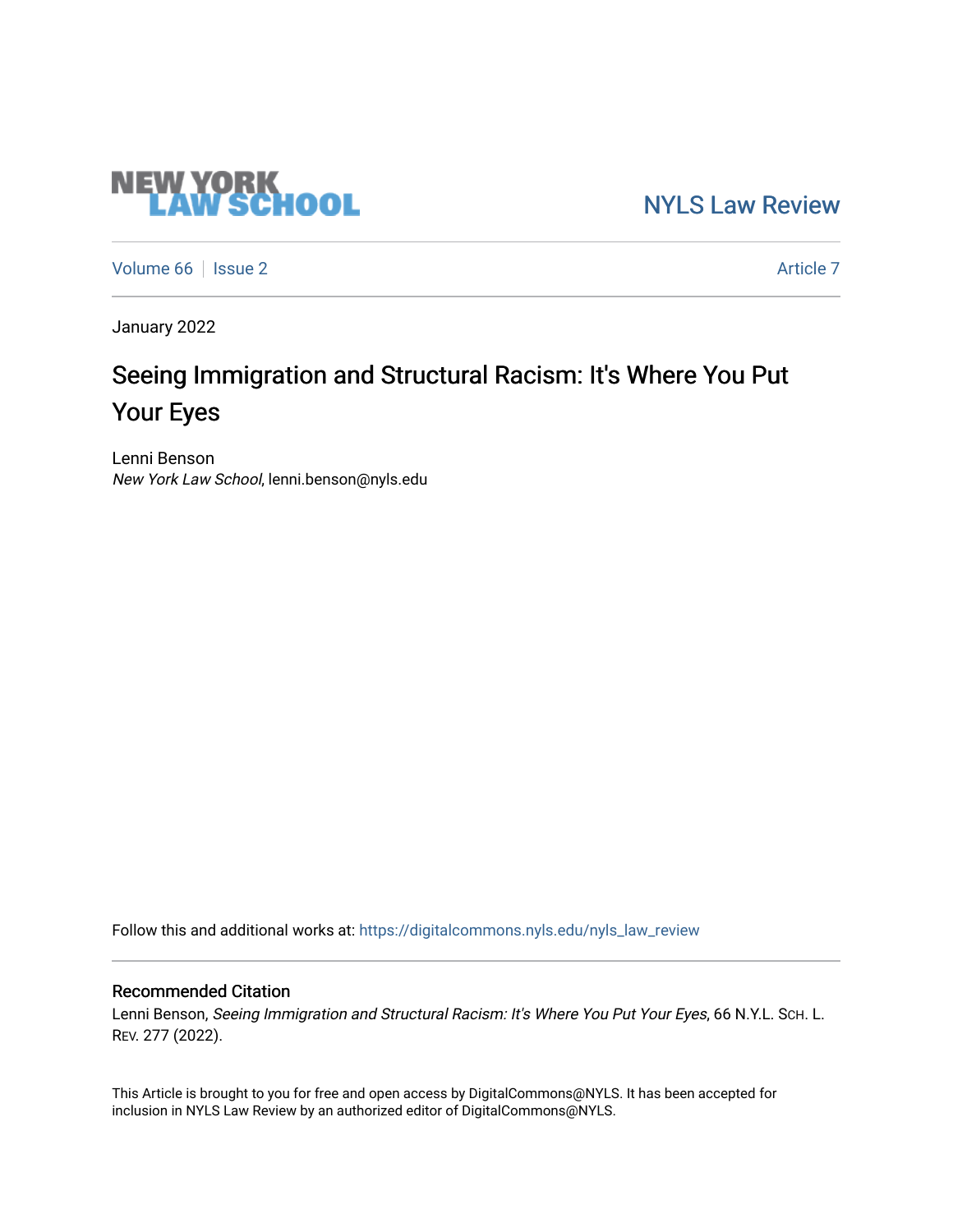NEW YORK LAW SCHOOL

NYLS Law Review

Volume 66 | Issue 2

Article 7

January 2022

# Seeing Immigration and Structural Racism: It's Where You Put Your Eyes

Lenni Benson
*New York Law School*, lenni.benson@nyls.edu

Follow this and additional works at: https://digitalcommons.nyls.edu/nyls_law_review

## Recommended Citation

Lenni Benson, *Seeing Immigration and Structural Racism: It's Where You Put Your Eyes*, 66 N.Y.L. SCH. L. REV. 277 (2022).

This Article is brought to you for free and open access by DigitalCommons@NYLS. It has been accepted for inclusion in NYLS Law Review by an authorized editor of DigitalCommons@NYLS.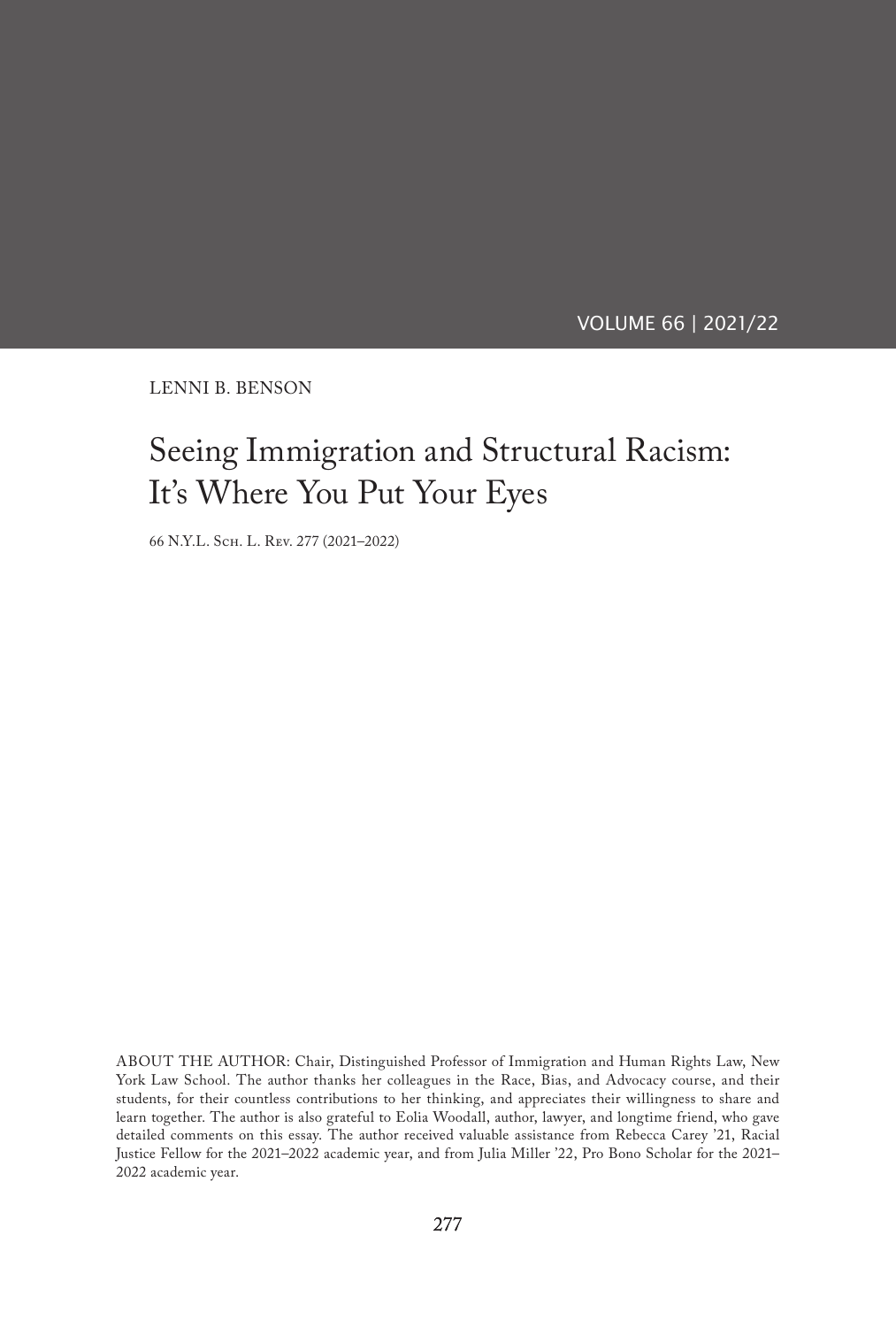LENNI B. BENSON

# Seeing Immigration and Structural Racism: It's Where You Put Your Eyes

66 N.Y.L. Sch. L. Rev. 277 (2021–2022)

ABOUT THE AUTHOR: Chair, Distinguished Professor of Immigration and Human Rights Law, New York Law School. The author thanks her colleagues in the Race, Bias, and Advocacy course, and their students, for their countless contributions to her thinking, and appreciates their willingness to share and learn together. The author is also grateful to Eolia Woodall, author, lawyer, and longtime friend, who gave detailed comments on this essay. The author received valuable assistance from Rebecca Carey '21, Racial Justice Fellow for the 2021–2022 academic year, and from Julia Miller '22, Pro Bono Scholar for the 2021–2022 academic year.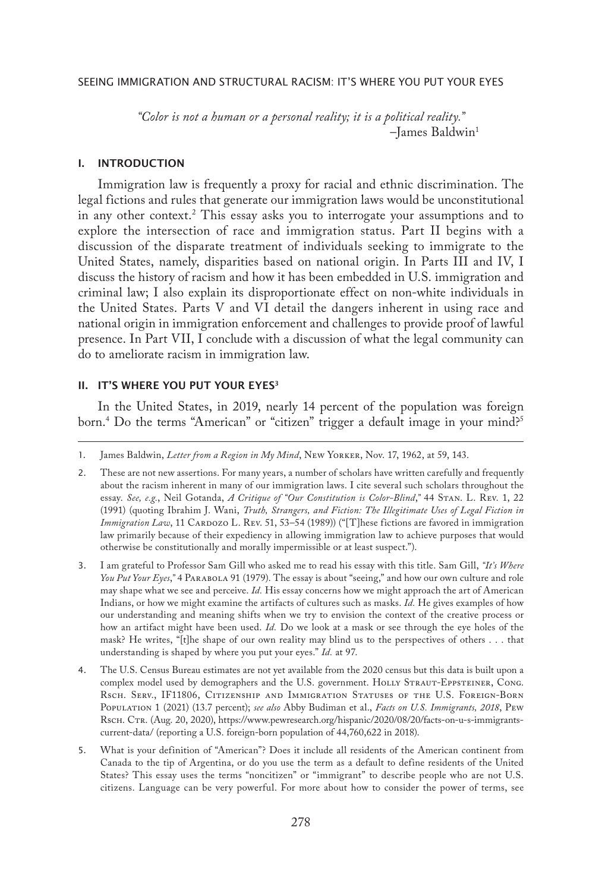*"Color is not a human or a personal reality; it is a political reality."*
–James Baldwin[1]

## I. INTRODUCTION

Immigration law is frequently a proxy for racial and ethnic discrimination. The legal fictions and rules that generate our immigration laws would be unconstitutional in any other context.[2] This essay asks you to interrogate your assumptions and to explore the intersection of race and immigration status. Part II begins with a discussion of the disparate treatment of individuals seeking to immigrate to the United States, namely, disparities based on national origin. In Parts III and IV, I discuss the history of racism and how it has been embedded in U.S. immigration and criminal law; I also explain its disproportionate effect on non-white individuals in the United States. Parts V and VI detail the dangers inherent in using race and national origin in immigration enforcement and challenges to provide proof of lawful presence. In Part VII, I conclude with a discussion of what the legal community can do to ameliorate racism in immigration law.

## II. IT'S WHERE YOU PUT YOUR EYES[3]

In the United States, in 2019, nearly 14 percent of the population was foreign born.[4] Do the terms "American" or "citizen" trigger a default image in your mind?[5]

---

1. James Baldwin, *Letter from a Region in My Mind*, New Yorker, Nov. 17, 1962, at 59, 143.

2. These are not new assertions. For many years, a number of scholars have written carefully and frequently about the racism inherent in many of our immigration laws. I cite several such scholars throughout the essay. *See, e.g.*, Neil Gotanda, *A Critique of "Our Constitution is Color-Blind*,*"* 44 Stan. L. Rev. 1, 22 (1991) (quoting Ibrahim J. Wani, *Truth, Strangers, and Fiction: The Illegitimate Uses of Legal Fiction in Immigration Law*, 11 Cardozo L. Rev. 51, 53–54 (1989)) ("[T]hese fictions are favored in immigration law primarily because of their expediency in allowing immigration law to achieve purposes that would otherwise be constitutionally and morally impermissible or at least suspect.").

3. I am grateful to Professor Sam Gill who asked me to read his essay with this title. Sam Gill, *"It's Where You Put Your Eyes*,*"* 4 Parabola 91 (1979). The essay is about "seeing," and how our own culture and role may shape what we see and perceive. *Id.* His essay concerns how we might approach the art of American Indians, or how we might examine the artifacts of cultures such as masks. *Id.* He gives examples of how our understanding and meaning shifts when we try to envision the context of the creative process or how an artifact might have been used. *Id.* Do we look at a mask or see through the eye holes of the mask? He writes, "[t]he shape of our own reality may blind us to the perspectives of others . . . that understanding is shaped by where you put your eyes." *Id.* at 97.

4. The U.S. Census Bureau estimates are not yet available from the 2020 census but this data is built upon a complex model used by demographers and the U.S. government. Holly Straut-Eppsteiner, Cong. Rsch. Serv., IF11806, Citizenship and Immigration Statuses of the U.S. Foreign-Born Population 1 (2021) (13.7 percent); *see also* Abby Budiman et al., *Facts on U.S. Immigrants, 2018*, Pew Rsch. Ctr. (Aug. 20, 2020), https://www.pewresearch.org/hispanic/2020/08/20/facts-on-u-s-immigrants-current-data/ (reporting a U.S. foreign-born population of 44,760,622 in 2018).

5. What is your definition of "American"? Does it include all residents of the American continent from Canada to the tip of Argentina, or do you use the term as a default to define residents of the United States? This essay uses the terms "noncitizen" or "immigrant" to describe people who are not U.S. citizens. Language can be very powerful. For more about how to consider the power of terms, see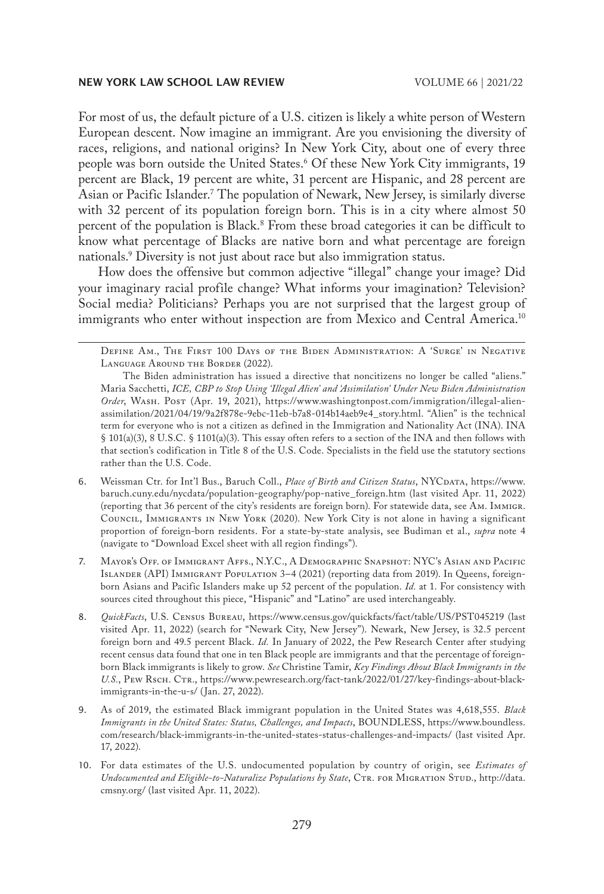For most of us, the default picture of a U.S. citizen is likely a white person of Western European descent. Now imagine an immigrant. Are you envisioning the diversity of races, religions, and national origins? In New York City, about one of every three people was born outside the United States.[6] Of these New York City immigrants, 19 percent are Black, 19 percent are white, 31 percent are Hispanic, and 28 percent are Asian or Pacific Islander.[7] The population of Newark, New Jersey, is similarly diverse with 32 percent of its population foreign born. This is in a city where almost 50 percent of the population is Black.[8] From these broad categories it can be difficult to know what percentage of Blacks are native born and what percentage are foreign nationals.[9] Diversity is not just about race but also immigration status.

How does the offensive but common adjective "illegal" change your image? Did your imaginary racial profile change? What informs your imagination? Television? Social media? Politicians? Perhaps you are not surprised that the largest group of immigrants who enter without inspection are from Mexico and Central America.[10]

---

Define Am., The First 100 Days of the Biden Administration: A 'Surge' in Negative Language Around the Border (2022).

The Biden administration has issued a directive that noncitizens no longer be called "aliens." Maria Sacchetti, *ICE, CBP to Stop Using 'Illegal Alien' and 'Assimilation' Under New Biden Administration Order*, Wash. Post (Apr. 19, 2021), https://www.washingtonpost.com/immigration/illegal-alien-assimilation/2021/04/19/9a2f878e-9ebc-11eb-b7a8-014b14aeb9e4_story.html. "Alien" is the technical term for everyone who is not a citizen as defined in the Immigration and Nationality Act (INA). INA § 101(a)(3), 8 U.S.C. § 1101(a)(3). This essay often refers to a section of the INA and then follows with that section's codification in Title 8 of the U.S. Code. Specialists in the field use the statutory sections rather than the U.S. Code.

6. Weissman Ctr. for Int'l Bus., Baruch Coll., *Place of Birth and Citizen Status*, NYCdata, https://www.baruch.cuny.edu/nycdata/population-geography/pop-native_foreign.htm (last visited Apr. 11, 2022) (reporting that 36 percent of the city's residents are foreign born). For statewide data, see Am. Immigr. Council, Immigrants in New York (2020). New York City is not alone in having a significant proportion of foreign-born residents. For a state-by-state analysis, see Budiman et al., *supra* note 4 (navigate to "Download Excel sheet with all region findings").

7. Mayor's Off. of Immigrant Affs., N.Y.C., A Demographic Snapshot: NYC's Asian and Pacific Islander (API) Immigrant Population 3–4 (2021) (reporting data from 2019). In Queens, foreign-born Asians and Pacific Islanders make up 52 percent of the population. *Id.* at 1. For consistency with sources cited throughout this piece, "Hispanic" and "Latino" are used interchangeably.

8. *QuickFacts*, U.S. Census Bureau, https://www.census.gov/quickfacts/fact/table/US/PST045219 (last visited Apr. 11, 2022) (search for "Newark City, New Jersey"). Newark, New Jersey, is 32.5 percent foreign born and 49.5 percent Black. *Id.* In January of 2022, the Pew Research Center after studying recent census data found that one in ten Black people are immigrants and that the percentage of foreign-born Black immigrants is likely to grow. *See* Christine Tamir, *Key Findings About Black Immigrants in the U.S.*, Pew Rsch. Ctr., https://www.pewresearch.org/fact-tank/2022/01/27/key-findings-about-black-immigrants-in-the-u-s/ (Jan. 27, 2022).

9. As of 2019, the estimated Black immigrant population in the United States was 4,618,555. *Black Immigrants in the United States: Status, Challenges, and Impacts*, BOUNDLESS, https://www.boundless.com/research/black-immigrants-in-the-united-states-status-challenges-and-impacts/ (last visited Apr. 17, 2022).

10. For data estimates of the U.S. undocumented population by country of origin, see *Estimates of Undocumented and Eligible-to-Naturalize Populations by State*, Ctr. for Migration Stud., http://data.cmsny.org/ (last visited Apr. 11, 2022).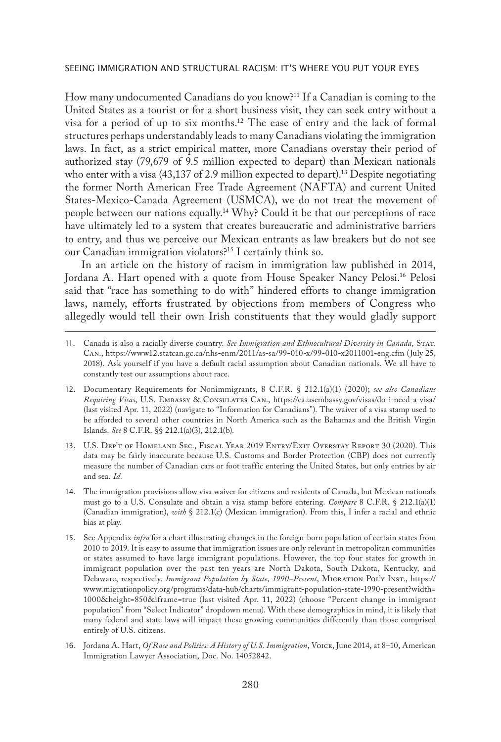How many undocumented Canadians do you know?[11] If a Canadian is coming to the United States as a tourist or for a short business visit, they can seek entry without a visa for a period of up to six months.[12] The ease of entry and the lack of formal structures perhaps understandably leads to many Canadians violating the immigration laws. In fact, as a strict empirical matter, more Canadians overstay their period of authorized stay (79,679 of 9.5 million expected to depart) than Mexican nationals who enter with a visa (43,137 of 2.9 million expected to depart).[13] Despite negotiating the former North American Free Trade Agreement (NAFTA) and current United States-Mexico-Canada Agreement (USMCA), we do not treat the movement of people between our nations equally.[14] Why? Could it be that our perceptions of race have ultimately led to a system that creates bureaucratic and administrative barriers to entry, and thus we perceive our Mexican entrants as law breakers but do not see our Canadian immigration violators?[15] I certainly think so.

In an article on the history of racism in immigration law published in 2014, Jordana A. Hart opened with a quote from House Speaker Nancy Pelosi.[16] Pelosi said that "race has something to do with" hindered efforts to change immigration laws, namely, efforts frustrated by objections from members of Congress who allegedly would tell their own Irish constituents that they would gladly support

---

11. Canada is also a racially diverse country. *See Immigration and Ethnocultural Diversity in Canada*, Stat. Can., https://www12.statcan.gc.ca/nhs-enm/2011/as-sa/99-010-x/99-010-x2011001-eng.cfm (July 25, 2018). Ask yourself if you have a default racial assumption about Canadian nationals. We all have to constantly test our assumptions about race.

12. Documentary Requirements for Nonimmigrants, 8 C.F.R. § 212.1(a)(1) (2020); *see also Canadians Requiring Visas*, U.S. Embassy & Consulates Can., https://ca.usembassy.gov/visas/do-i-need-a-visa/ (last visited Apr. 11, 2022) (navigate to "Information for Canadians"). The waiver of a visa stamp used to be afforded to several other countries in North America such as the Bahamas and the British Virgin Islands. *See* 8 C.F.R. §§ 212.1(a)(3), 212.1(b).

13. U.S. Dep't of Homeland Sec., Fiscal Year 2019 Entry/Exit Overstay Report 30 (2020). This data may be fairly inaccurate because U.S. Customs and Border Protection (CBP) does not currently measure the number of Canadian cars or foot traffic entering the United States, but only entries by air and sea. *Id*.

14. The immigration provisions allow visa waiver for citizens and residents of Canada, but Mexican nationals must go to a U.S. Consulate and obtain a visa stamp before entering. *Compare* 8 C.F.R. § 212.1(a)(1) (Canadian immigration), *with* § 212.1(c) (Mexican immigration). From this, I infer a racial and ethnic bias at play.

15. See Appendix *infra* for a chart illustrating changes in the foreign-born population of certain states from 2010 to 2019. It is easy to assume that immigration issues are only relevant in metropolitan communities or states assumed to have large immigrant populations. However, the top four states for growth in immigrant population over the past ten years are North Dakota, South Dakota, Kentucky, and Delaware, respectively. *Immigrant Population by State, 1990–Present*, Migration Pol'y Inst., https://www.migrationpolicy.org/programs/data-hub/charts/immigrant-population-state-1990-present?width=1000&height=850&iframe=true (last visited Apr. 11, 2022) (choose "Percent change in immigrant population" from "Select Indicator" dropdown menu). With these demographics in mind, it is likely that many federal and state laws will impact these growing communities differently than those comprised entirely of U.S. citizens.

16. Jordana A. Hart, *Of Race and Politics: A History of U.S. Immigration*, Voice, June 2014, at 8–10, American Immigration Lawyer Association, Doc. No. 14052842.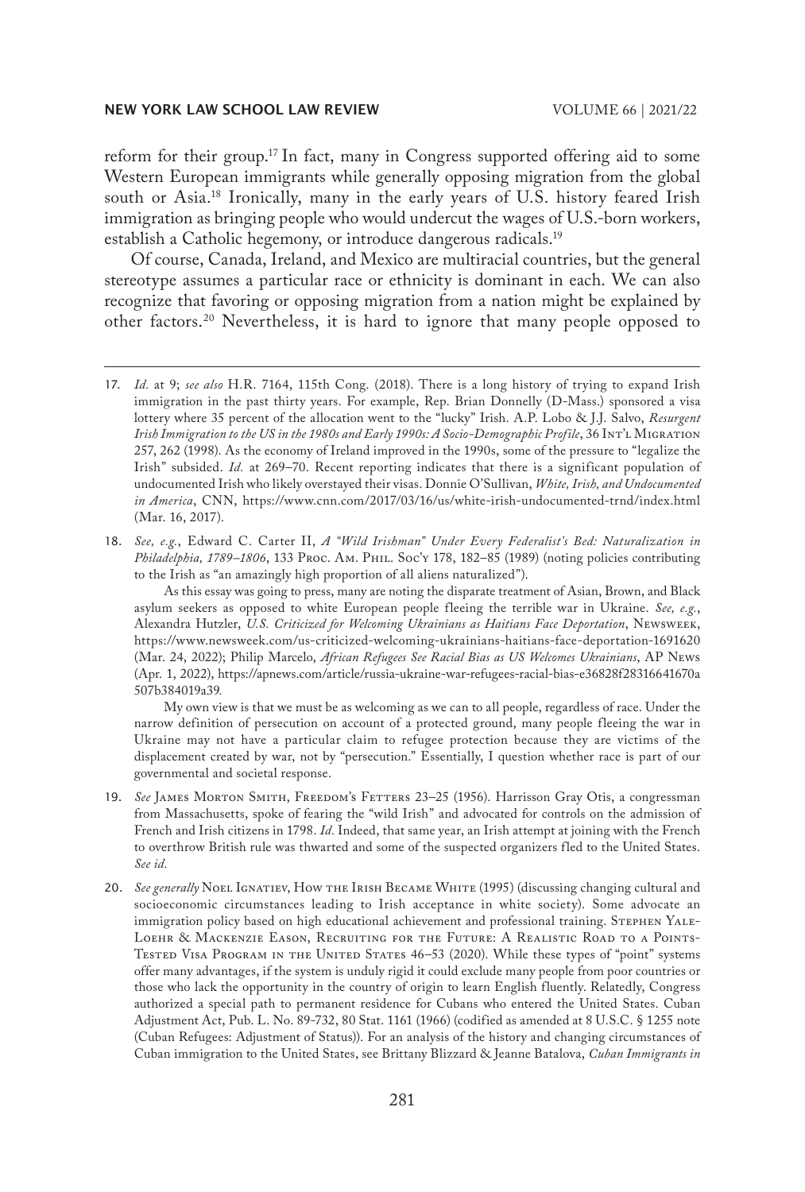reform for their group.[17] In fact, many in Congress supported offering aid to some Western European immigrants while generally opposing migration from the global south or Asia.[18] Ironically, many in the early years of U.S. history feared Irish immigration as bringing people who would undercut the wages of U.S.-born workers, establish a Catholic hegemony, or introduce dangerous radicals.[19]

Of course, Canada, Ireland, and Mexico are multiracial countries, but the general stereotype assumes a particular race or ethnicity is dominant in each. We can also recognize that favoring or opposing migration from a nation might be explained by other factors.[20] Nevertheless, it is hard to ignore that many people opposed to

---

17. *Id.* at 9; *see also* H.R. 7164, 115th Cong. (2018). There is a long history of trying to expand Irish immigration in the past thirty years. For example, Rep. Brian Donnelly (D-Mass.) sponsored a visa lottery where 35 percent of the allocation went to the "lucky" Irish. A.P. Lobo & J.J. Salvo, *Resurgent Irish Immigration to the US in the 1980s and Early 1990s: A Socio-Demographic Profile*, 36 Int'l Migration 257, 262 (1998). As the economy of Ireland improved in the 1990s, some of the pressure to "legalize the Irish" subsided. *Id.* at 269–70. Recent reporting indicates that there is a significant population of undocumented Irish who likely overstayed their visas. Donnie O'Sullivan, *White, Irish, and Undocumented in America*, CNN, https://www.cnn.com/2017/03/16/us/white-irish-undocumented-trnd/index.html (Mar. 16, 2017).

18. *See, e.g.*, Edward C. Carter II, *A "Wild Irishman" Under Every Federalist's Bed: Naturalization in Philadelphia, 1789–1806*, 133 Proc. Am. Phil. Soc'y 178, 182–85 (1989) (noting policies contributing to the Irish as "an amazingly high proportion of all aliens naturalized").

    As this essay was going to press, many are noting the disparate treatment of Asian, Brown, and Black asylum seekers as opposed to white European people fleeing the terrible war in Ukraine. *See, e.g.*, Alexandra Hutzler, *U.S. Criticized for Welcoming Ukrainians as Haitians Face Deportation*, Newsweek, https://www.newsweek.com/us-criticized-welcoming-ukrainians-haitians-face-deportation-1691620 (Mar. 24, 2022); Philip Marcelo, *African Refugees See Racial Bias as US Welcomes Ukrainians*, AP News (Apr. 1, 2022), https://apnews.com/article/russia-ukraine-war-refugees-racial-bias-e36828f28316641670a507b384019a39.

    My own view is that we must be as welcoming as we can to all people, regardless of race. Under the narrow definition of persecution on account of a protected ground, many people fleeing the war in Ukraine may not have a particular claim to refugee protection because they are victims of the displacement created by war, not by "persecution." Essentially, I question whether race is part of our governmental and societal response.

19. *See* James Morton Smith, Freedom's Fetters 23–25 (1956). Harrisson Gray Otis, a congressman from Massachusetts, spoke of fearing the "wild Irish" and advocated for controls on the admission of French and Irish citizens in 1798. *Id.* Indeed, that same year, an Irish attempt at joining with the French to overthrow British rule was thwarted and some of the suspected organizers fled to the United States. *See id.*

20. *See generally* Noel Ignatiev, How the Irish Became White (1995) (discussing changing cultural and socioeconomic circumstances leading to Irish acceptance in white society). Some advocate an immigration policy based on high educational achievement and professional training. Stephen Yale-Loehr & Mackenzie Eason, Recruiting for the Future: A Realistic Road to a Points-Tested Visa Program in the United States 46–53 (2020). While these types of "point" systems offer many advantages, if the system is unduly rigid it could exclude many people from poor countries or those who lack the opportunity in the country of origin to learn English fluently. Relatedly, Congress authorized a special path to permanent residence for Cubans who entered the United States. Cuban Adjustment Act, Pub. L. No. 89-732, 80 Stat. 1161 (1966) (codified as amended at 8 U.S.C. § 1255 note (Cuban Refugees: Adjustment of Status)). For an analysis of the history and changing circumstances of Cuban immigration to the United States, see Brittany Blizzard & Jeanne Batalova, *Cuban Immigrants in*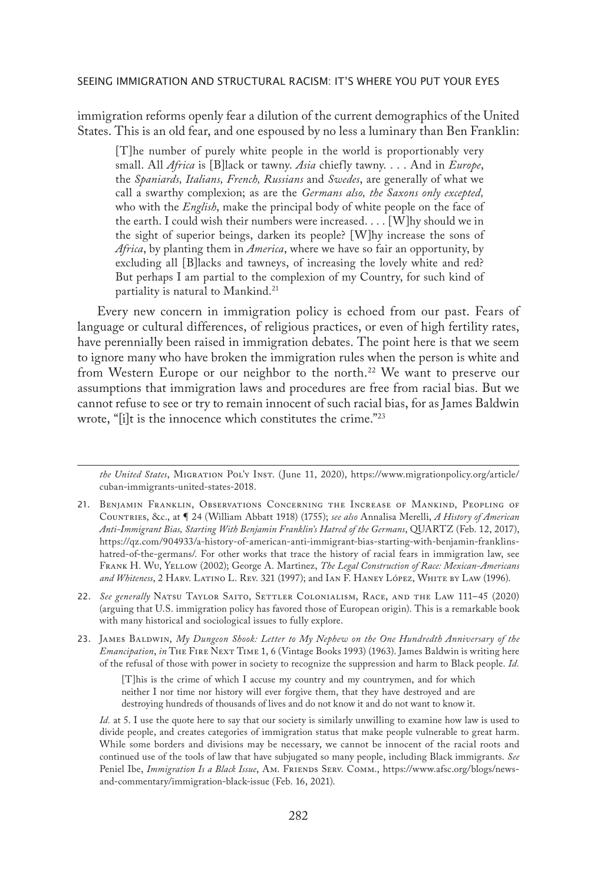immigration reforms openly fear a dilution of the current demographics of the United States. This is an old fear, and one espoused by no less a luminary than Ben Franklin:

> [T]he number of purely white people in the world is proportionably very small. All *Africa* is [B]lack or tawny. *Asia* chiefly tawny. . . . And in *Europe*, the *Spaniards, Italians, French, Russians* and *Swedes*, are generally of what we call a swarthy complexion; as are the *Germans also, the Saxons only excepted,* who with the *English*, make the principal body of white people on the face of the earth. I could wish their numbers were increased. . . . [W]hy should we in the sight of superior beings, darken its people? [W]hy increase the sons of *Africa*, by planting them in *America*, where we have so fair an opportunity, by excluding all [B]lacks and tawneys, of increasing the lovely white and red? But perhaps I am partial to the complexion of my Country, for such kind of partiality is natural to Mankind.[21]

Every new concern in immigration policy is echoed from our past. Fears of language or cultural differences, of religious practices, or even of high fertility rates, have perennially been raised in immigration debates. The point here is that we seem to ignore many who have broken the immigration rules when the person is white and from Western Europe or our neighbor to the north.[22] We want to preserve our assumptions that immigration laws and procedures are free from racial bias. But we cannot refuse to see or try to remain innocent of such racial bias, for as James Baldwin wrote, "[i]t is the innocence which constitutes the crime."[23]

---

*the United States*, Migration Pol'y Inst. (June 11, 2020), https://www.migrationpolicy.org/article/cuban-immigrants-united-states-2018.

21. Benjamin Franklin, Observations Concerning the Increase of Mankind, Peopling of Countries, &c., at ¶ 24 (William Abbatt 1918) (1755); *see also* Annalisa Merelli, *A History of American Anti-Immigrant Bias, Starting With Benjamin Franklin's Hatred of the Germans*, QUARTZ (Feb. 12, 2017), https://qz.com/904933/a-history-of-american-anti-immigrant-bias-starting-with-benjamin-franklins-hatred-of-the-germans/. For other works that trace the history of racial fears in immigration law, see Frank H. Wu, Yellow (2002); George A. Martinez, *The Legal Construction of Race: Mexican-Americans and Whiteness*, 2 Harv. Latino L. Rev. 321 (1997); and Ian F. Haney López, White by Law (1996).

22. *See generally* Natsu Taylor Saito, Settler Colonialism, Race, and the Law 111–45 (2020) (arguing that U.S. immigration policy has favored those of European origin). This is a remarkable book with many historical and sociological issues to fully explore.

23. James Baldwin, *My Dungeon Shook: Letter to My Nephew on the One Hundredth Anniversary of the Emancipation*, *in* The Fire Next Time 1, 6 (Vintage Books 1993) (1963). James Baldwin is writing here of the refusal of those with power in society to recognize the suppression and harm to Black people. *Id.*

> [T]his is the crime of which I accuse my country and my countrymen, and for which neither I nor time nor history will ever forgive them, that they have destroyed and are destroying hundreds of thousands of lives and do not know it and do not want to know it.

*Id.* at 5. I use the quote here to say that our society is similarly unwilling to examine how law is used to divide people, and creates categories of immigration status that make people vulnerable to great harm. While some borders and divisions may be necessary, we cannot be innocent of the racial roots and continued use of the tools of law that have subjugated so many people, including Black immigrants. *See* Peniel Ibe, *Immigration Is a Black Issue*, Am. Friends Serv. Comm., https://www.afsc.org/blogs/news-and-commentary/immigration-black-issue (Feb. 16, 2021).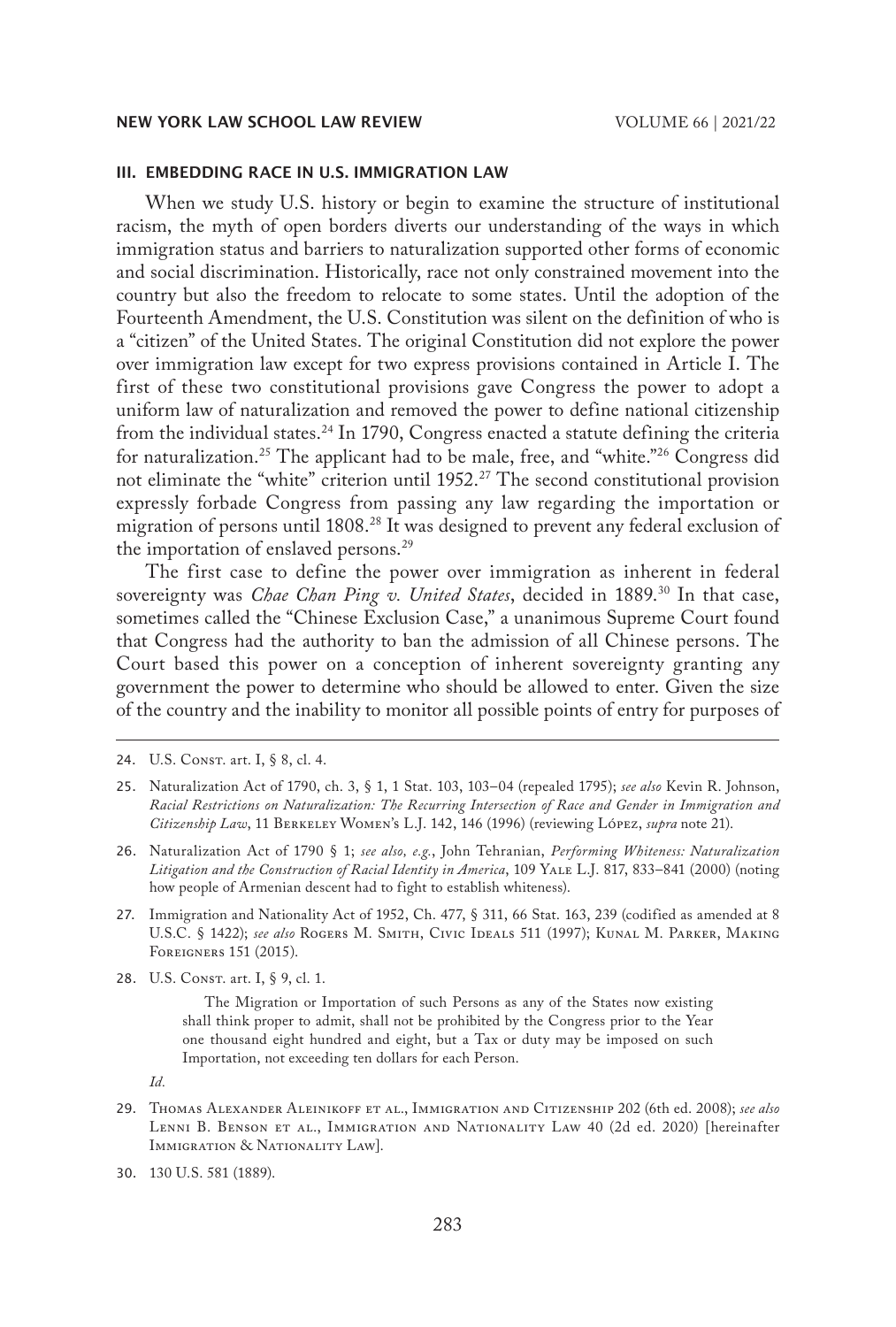### III. EMBEDDING RACE IN U.S. IMMIGRATION LAW

When we study U.S. history or begin to examine the structure of institutional racism, the myth of open borders diverts our understanding of the ways in which immigration status and barriers to naturalization supported other forms of economic and social discrimination. Historically, race not only constrained movement into the country but also the freedom to relocate to some states. Until the adoption of the Fourteenth Amendment, the U.S. Constitution was silent on the definition of who is a "citizen" of the United States. The original Constitution did not explore the power over immigration law except for two express provisions contained in Article I. The first of these two constitutional provisions gave Congress the power to adopt a uniform law of naturalization and removed the power to define national citizenship from the individual states.[24] In 1790, Congress enacted a statute defining the criteria for naturalization.[25] The applicant had to be male, free, and "white."[26] Congress did not eliminate the "white" criterion until 1952.[27] The second constitutional provision expressly forbade Congress from passing any law regarding the importation or migration of persons until 1808.[28] It was designed to prevent any federal exclusion of the importation of enslaved persons.[29]

The first case to define the power over immigration as inherent in federal sovereignty was *Chae Chan Ping v. United States*, decided in 1889.[30] In that case, sometimes called the "Chinese Exclusion Case," a unanimous Supreme Court found that Congress had the authority to ban the admission of all Chinese persons. The Court based this power on a conception of inherent sovereignty granting any government the power to determine who should be allowed to enter. Given the size of the country and the inability to monitor all possible points of entry for purposes of

---

24. U.S. Const. art. I, § 8, cl. 4.

25. Naturalization Act of 1790, ch. 3, § 1, 1 Stat. 103, 103–04 (repealed 1795); *see also* Kevin R. Johnson, *Racial Restrictions on Naturalization: The Recurring Intersection of Race and Gender in Immigration and Citizenship Law*, 11 Berkeley Women's L.J. 142, 146 (1996) (reviewing López, *supra* note 21).

26. Naturalization Act of 1790 § 1; *see also, e.g.*, John Tehranian, *Performing Whiteness: Naturalization Litigation and the Construction of Racial Identity in America*, 109 Yale L.J. 817, 833–841 (2000) (noting how people of Armenian descent had to fight to establish whiteness).

27. Immigration and Nationality Act of 1952, Ch. 477, § 311, 66 Stat. 163, 239 (codified as amended at 8 U.S.C. § 1422); *see also* Rogers M. Smith, Civic Ideals 511 (1997); Kunal M. Parker, Making Foreigners 151 (2015).

28. U.S. Const. art. I, § 9, cl. 1.

> The Migration or Importation of such Persons as any of the States now existing shall think proper to admit, shall not be prohibited by the Congress prior to the Year one thousand eight hundred and eight, but a Tax or duty may be imposed on such Importation, not exceeding ten dollars for each Person.

*Id.*

29. Thomas Alexander Aleinikoff et al., Immigration and Citizenship 202 (6th ed. 2008); *see also* Lenni B. Benson et al., Immigration and Nationality Law 40 (2d ed. 2020) [hereinafter Immigration & Nationality Law].

30. 130 U.S. 581 (1889).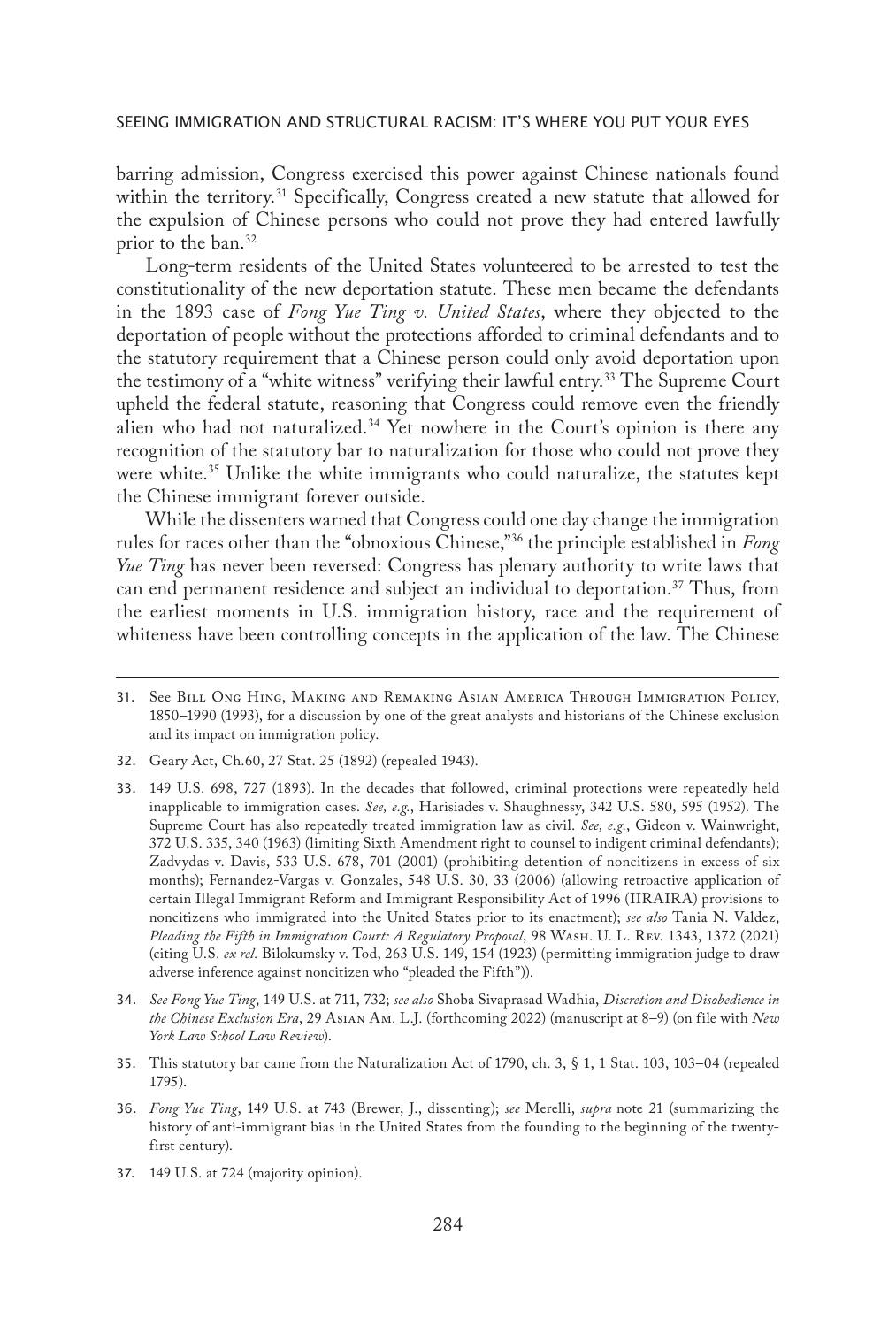barring admission, Congress exercised this power against Chinese nationals found within the territory.[31] Specifically, Congress created a new statute that allowed for the expulsion of Chinese persons who could not prove they had entered lawfully prior to the ban.[32]

Long-term residents of the United States volunteered to be arrested to test the constitutionality of the new deportation statute. These men became the defendants in the 1893 case of *Fong Yue Ting v. United States*, where they objected to the deportation of people without the protections afforded to criminal defendants and to the statutory requirement that a Chinese person could only avoid deportation upon the testimony of a "white witness" verifying their lawful entry.[33] The Supreme Court upheld the federal statute, reasoning that Congress could remove even the friendly alien who had not naturalized.[34] Yet nowhere in the Court's opinion is there any recognition of the statutory bar to naturalization for those who could not prove they were white.[35] Unlike the white immigrants who could naturalize, the statutes kept the Chinese immigrant forever outside.

While the dissenters warned that Congress could one day change the immigration rules for races other than the "obnoxious Chinese,"[36] the principle established in *Fong Yue Ting* has never been reversed: Congress has plenary authority to write laws that can end permanent residence and subject an individual to deportation.[37] Thus, from the earliest moments in U.S. immigration history, race and the requirement of whiteness have been controlling concepts in the application of the law. The Chinese

---

31. See Bill Ong Hing, Making and Remaking Asian America Through Immigration Policy, 1850–1990 (1993), for a discussion by one of the great analysts and historians of the Chinese exclusion and its impact on immigration policy.

32. Geary Act, Ch.60, 27 Stat. 25 (1892) (repealed 1943).

33. 149 U.S. 698, 727 (1893). In the decades that followed, criminal protections were repeatedly held inapplicable to immigration cases. *See, e.g.*, Harisiades v. Shaughnessy, 342 U.S. 580, 595 (1952). The Supreme Court has also repeatedly treated immigration law as civil. *See, e.g.*, Gideon v. Wainwright, 372 U.S. 335, 340 (1963) (limiting Sixth Amendment right to counsel to indigent criminal defendants); Zadvydas v. Davis, 533 U.S. 678, 701 (2001) (prohibiting detention of noncitizens in excess of six months); Fernandez-Vargas v. Gonzales, 548 U.S. 30, 33 (2006) (allowing retroactive application of certain Illegal Immigrant Reform and Immigrant Responsibility Act of 1996 (IIRAIRA) provisions to noncitizens who immigrated into the United States prior to its enactment); *see also* Tania N. Valdez, *Pleading the Fifth in Immigration Court: A Regulatory Proposal*, 98 Wash. U. L. Rev. 1343, 1372 (2021) (citing U.S. *ex rel.* Bilokumsky v. Tod, 263 U.S. 149, 154 (1923) (permitting immigration judge to draw adverse inference against noncitizen who "pleaded the Fifth")).

34. *See Fong Yue Ting*, 149 U.S. at 711, 732; *see also* Shoba Sivaprasad Wadhia, *Discretion and Disobedience in the Chinese Exclusion Era*, 29 Asian Am. L.J. (forthcoming 2022) (manuscript at 8–9) (on file with *New York Law School Law Review*).

35. This statutory bar came from the Naturalization Act of 1790, ch. 3, § 1, 1 Stat. 103, 103–04 (repealed 1795).

36. *Fong Yue Ting*, 149 U.S. at 743 (Brewer, J., dissenting); *see* Merelli, *supra* note 21 (summarizing the history of anti-immigrant bias in the United States from the founding to the beginning of the twenty-first century).

37. 149 U.S. at 724 (majority opinion).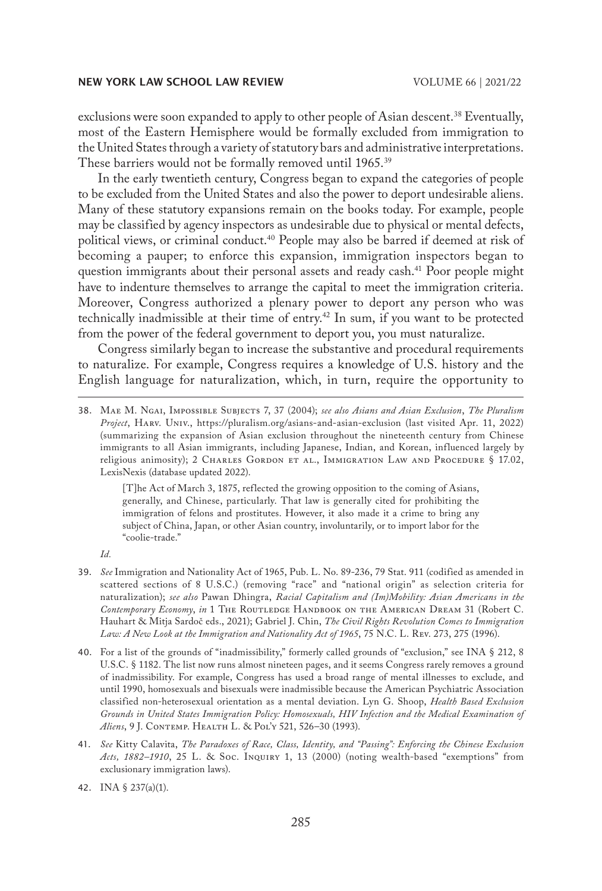exclusions were soon expanded to apply to other people of Asian descent.[38] Eventually, most of the Eastern Hemisphere would be formally excluded from immigration to the United States through a variety of statutory bars and administrative interpretations. These barriers would not be formally removed until 1965.[39]

In the early twentieth century, Congress began to expand the categories of people to be excluded from the United States and also the power to deport undesirable aliens. Many of these statutory expansions remain on the books today. For example, people may be classified by agency inspectors as undesirable due to physical or mental defects, political views, or criminal conduct.[40] People may also be barred if deemed at risk of becoming a pauper; to enforce this expansion, immigration inspectors began to question immigrants about their personal assets and ready cash.[41] Poor people might have to indenture themselves to arrange the capital to meet the immigration criteria. Moreover, Congress authorized a plenary power to deport any person who was technically inadmissible at their time of entry.[42] In sum, if you want to be protected from the power of the federal government to deport you, you must naturalize.

Congress similarly began to increase the substantive and procedural requirements to naturalize. For example, Congress requires a knowledge of U.S. history and the English language for naturalization, which, in turn, require the opportunity to

---

38. Mae M. Ngai, Impossible Subjects 7, 37 (2004); *see also Asians and Asian Exclusion*, *The Pluralism Project*, Harv. Univ., https://pluralism.org/asians-and-asian-exclusion (last visited Apr. 11, 2022) (summarizing the expansion of Asian exclusion throughout the nineteenth century from Chinese immigrants to all Asian immigrants, including Japanese, Indian, and Korean, influenced largely by religious animosity); 2 Charles Gordon et al., Immigration Law and Procedure § 17.02, LexisNexis (database updated 2022).

    [T]he Act of March 3, 1875, reflected the growing opposition to the coming of Asians, generally, and Chinese, particularly. That law is generally cited for prohibiting the immigration of felons and prostitutes. However, it also made it a crime to bring any subject of China, Japan, or other Asian country, involuntarily, or to import labor for the "coolie-trade."

    *Id.*

39. *See* Immigration and Nationality Act of 1965, Pub. L. No. 89-236, 79 Stat. 911 (codified as amended in scattered sections of 8 U.S.C.) (removing "race" and "national origin" as selection criteria for naturalization); *see also* Pawan Dhingra, *Racial Capitalism and (Im)Mobility: Asian Americans in the Contemporary Economy*, *in* 1 The Routledge Handbook on the American Dream 31 (Robert C. Hauhart & Mitja Sardoč eds., 2021); Gabriel J. Chin, *The Civil Rights Revolution Comes to Immigration Law: A New Look at the Immigration and Nationality Act of 1965*, 75 N.C. L. Rev. 273, 275 (1996).

40. For a list of the grounds of "inadmissibility," formerly called grounds of "exclusion," see INA § 212, 8 U.S.C. § 1182. The list now runs almost nineteen pages, and it seems Congress rarely removes a ground of inadmissibility. For example, Congress has used a broad range of mental illnesses to exclude, and until 1990, homosexuals and bisexuals were inadmissible because the American Psychiatric Association classified non-heterosexual orientation as a mental deviation. Lyn G. Shoop, *Health Based Exclusion Grounds in United States Immigration Policy: Homosexuals, HIV Infection and the Medical Examination of Aliens*, 9 J. Contemp. Health L. & Pol'y 521, 526–30 (1993).

41. *See* Kitty Calavita, *The Paradoxes of Race, Class, Identity, and "Passing": Enforcing the Chinese Exclusion Acts, 1882–1910*, 25 L. & Soc. Inquiry 1, 13 (2000) (noting wealth-based "exemptions" from exclusionary immigration laws).

42. INA § 237(a)(1).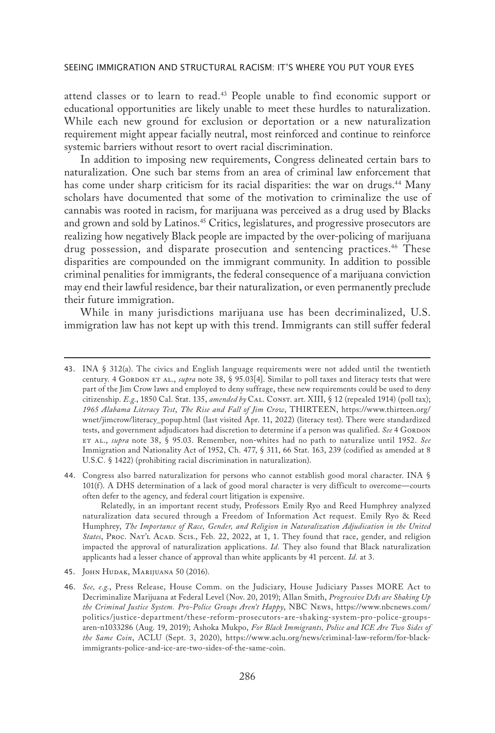attend classes or to learn to read.[43] People unable to find economic support or educational opportunities are likely unable to meet these hurdles to naturalization. While each new ground for exclusion or deportation or a new naturalization requirement might appear facially neutral, most reinforced and continue to reinforce systemic barriers without resort to overt racial discrimination.

In addition to imposing new requirements, Congress delineated certain bars to naturalization. One such bar stems from an area of criminal law enforcement that has come under sharp criticism for its racial disparities: the war on drugs.[44] Many scholars have documented that some of the motivation to criminalize the use of cannabis was rooted in racism, for marijuana was perceived as a drug used by Blacks and grown and sold by Latinos.[45] Critics, legislatures, and progressive prosecutors are realizing how negatively Black people are impacted by the over-policing of marijuana drug possession, and disparate prosecution and sentencing practices.[46] These disparities are compounded on the immigrant community. In addition to possible criminal penalities for immigrants, the federal consequence of a marijuana conviction may end their lawful residence, bar their naturalization, or even permanently preclude their future immigration.

While in many jurisdictions marijuana use has been decriminalized, U.S. immigration law has not kept up with this trend. Immigrants can still suffer federal

---

43. INA § 312(a). The civics and English language requirements were not added until the twentieth century. 4 Gordon et al., *supra* note 38, § 95.03[4]. Similar to poll taxes and literacy tests that were part of the Jim Crow laws and employed to deny suffrage, these new requirements could be used to deny citizenship. *E.g.*, 1850 Cal. Stat. 135, *amended by* Cal. Const. art. XIII, § 12 (repealed 1914) (poll tax); *1965 Alabama Literacy Test*, *The Rise and Fall of Jim Crow*, THIRTEEN, https://www.thirteen.org/wnet/jimcrow/literacy_popup.html (last visited Apr. 11, 2022) (literacy test). There were standardized tests, and government adjudicators had discretion to determine if a person was qualified. *See* 4 Gordon et al., *supra* note 38, § 95.03. Remember, non-whites had no path to naturalize until 1952. *See* Immigration and Nationality Act of 1952, Ch. 477, § 311, 66 Stat. 163, 239 (codified as amended at 8 U.S.C. § 1422) (prohibiting racial discrimination in naturalization).

44. Congress also barred naturalization for persons who cannot establish good moral character. INA § 101(f). A DHS determination of a lack of good moral character is very difficult to overcome—courts often defer to the agency, and federal court litigation is expensive.

    Relatedly, in an important recent study, Professors Emily Ryo and Reed Humphrey analyzed naturalization data secured through a Freedom of Information Act request. Emily Ryo & Reed Humphrey, *The Importance of Race, Gender, and Religion in Naturalization Adjudication in the United States*, Proc. Nat'l Acad. Scis., Feb. 22, 2022, at 1, 1. They found that race, gender, and religion impacted the approval of naturalization applications. *Id.* They also found that Black naturalization applicants had a lesser chance of approval than white applicants by 41 percent. *Id.* at 3.

45. John Hudak, Marijuana 50 (2016).

46. *See, e.g.*, Press Release, House Comm. on the Judiciary, House Judiciary Passes MORE Act to Decriminalize Marijuana at Federal Level (Nov. 20, 2019); Allan Smith, *Progressive DAs are Shaking Up the Criminal Justice System. Pro-Police Groups Aren't Happy*, NBC News, https://www.nbcnews.com/politics/justice-department/these-reform-prosecutors-are-shaking-system-pro-police-groups-aren-n1033286 (Aug. 19, 2019); Ashoka Mukpo, *For Black Immigrants, Police and ICE Are Two Sides of the Same Coin*, ACLU (Sept. 3, 2020), https://www.aclu.org/news/criminal-law-reform/for-black-immigrants-police-and-ice-are-two-sides-of-the-same-coin.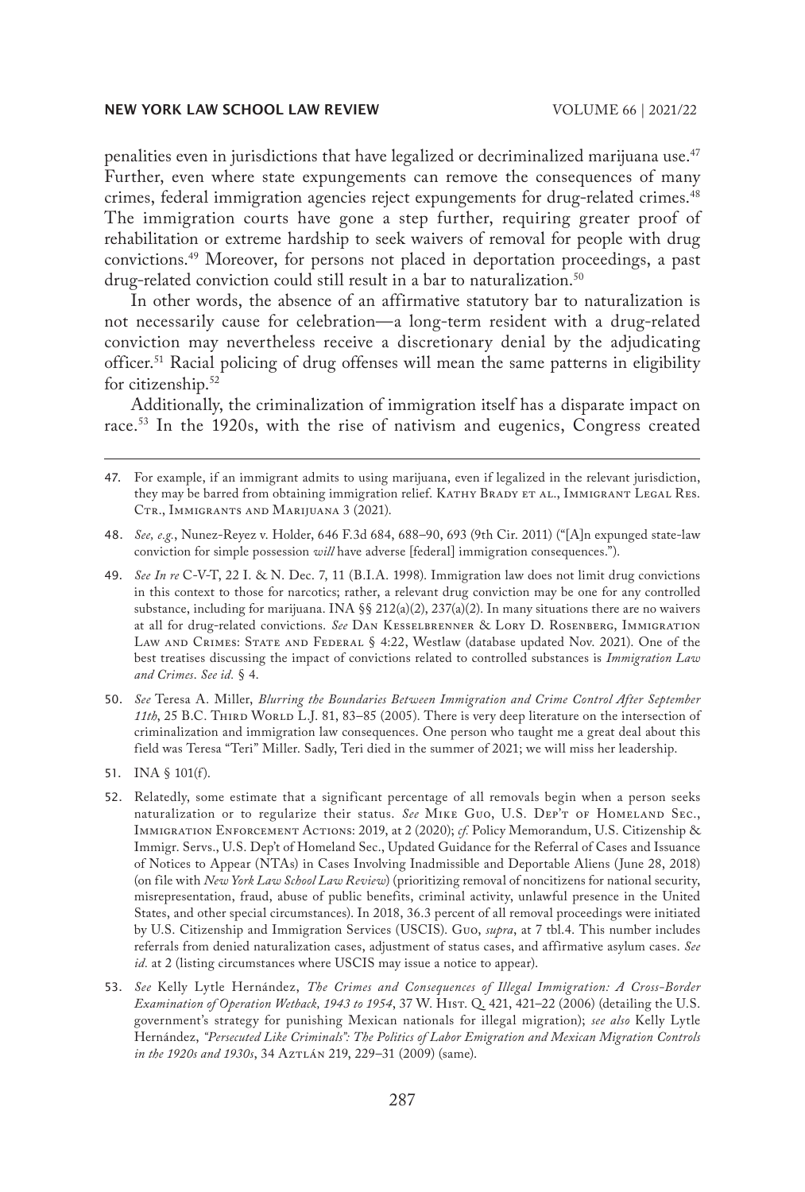penalities even in jurisdictions that have legalized or decriminalized marijuana use.[47] Further, even where state expungements can remove the consequences of many crimes, federal immigration agencies reject expungements for drug-related crimes.[48] The immigration courts have gone a step further, requiring greater proof of rehabilitation or extreme hardship to seek waivers of removal for people with drug convictions.[49] Moreover, for persons not placed in deportation proceedings, a past drug-related conviction could still result in a bar to naturalization.[50]

In other words, the absence of an affirmative statutory bar to naturalization is not necessarily cause for celebration—a long-term resident with a drug-related conviction may nevertheless receive a discretionary denial by the adjudicating officer.[51] Racial policing of drug offenses will mean the same patterns in eligibility for citizenship.[52]

Additionally, the criminalization of immigration itself has a disparate impact on race.[53] In the 1920s, with the rise of nativism and eugenics, Congress created

---

47. For example, if an immigrant admits to using marijuana, even if legalized in the relevant jurisdiction, they may be barred from obtaining immigration relief. Kathy Brady et al., Immigrant Legal Res. Ctr., Immigrants and Marijuana 3 (2021).

48. *See, e.g.*, Nunez-Reyez v. Holder, 646 F.3d 684, 688–90, 693 (9th Cir. 2011) ("[A]n expunged state-law conviction for simple possession *will* have adverse [federal] immigration consequences.").

49. *See In re* C-V-T, 22 I. & N. Dec. 7, 11 (B.I.A. 1998). Immigration law does not limit drug convictions in this context to those for narcotics; rather, a relevant drug conviction may be one for any controlled substance, including for marijuana. INA §§ 212(a)(2), 237(a)(2). In many situations there are no waivers at all for drug-related convictions. *See* Dan Kesselbrenner & Lory D. Rosenberg, Immigration Law and Crimes: State and Federal § 4:22, Westlaw (database updated Nov. 2021). One of the best treatises discussing the impact of convictions related to controlled substances is *Immigration Law and Crimes*. *See id.* § 4.

50. *See* Teresa A. Miller, *Blurring the Boundaries Between Immigration and Crime Control After September 11th*, 25 B.C. Third World L.J. 81, 83–85 (2005). There is very deep literature on the intersection of criminalization and immigration law consequences. One person who taught me a great deal about this field was Teresa "Teri" Miller. Sadly, Teri died in the summer of 2021; we will miss her leadership.

51. INA § 101(f).

52. Relatedly, some estimate that a significant percentage of all removals begin when a person seeks naturalization or to regularize their status. *See* Mike Guo, U.S. Dep't of Homeland Sec., Immigration Enforcement Actions: 2019, at 2 (2020); *cf.* Policy Memorandum, U.S. Citizenship & Immigr. Servs., U.S. Dep't of Homeland Sec., Updated Guidance for the Referral of Cases and Issuance of Notices to Appear (NTAs) in Cases Involving Inadmissible and Deportable Aliens (June 28, 2018) (on file with *New York Law School Law Review*) (prioritizing removal of noncitizens for national security, misrepresentation, fraud, abuse of public benefits, criminal activity, unlawful presence in the United States, and other special circumstances). In 2018, 36.3 percent of all removal proceedings were initiated by U.S. Citizenship and Immigration Services (USCIS). Guo, *supra*, at 7 tbl.4. This number includes referrals from denied naturalization cases, adjustment of status cases, and affirmative asylum cases. *See id.* at 2 (listing circumstances where USCIS may issue a notice to appear).

53. *See* Kelly Lytle Hernández, *The Crimes and Consequences of Illegal Immigration: A Cross-Border Examination of Operation Wetback, 1943 to 1954*, 37 W. Hist. Q. 421, 421–22 (2006) (detailing the U.S. government's strategy for punishing Mexican nationals for illegal migration); *see also* Kelly Lytle Hernández, *"Persecuted Like Criminals": The Politics of Labor Emigration and Mexican Migration Controls in the 1920s and 1930s*, 34 Aztlán 219, 229–31 (2009) (same).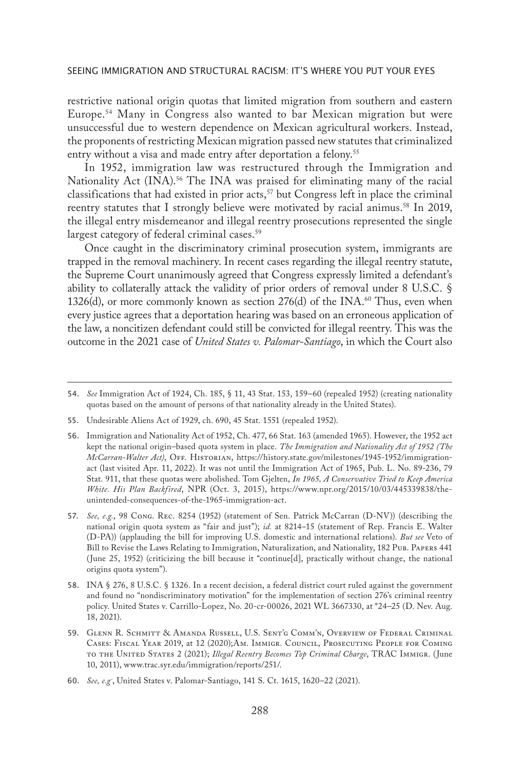restrictive national origin quotas that limited migration from southern and eastern Europe.[54] Many in Congress also wanted to bar Mexican migration but were unsuccessful due to western dependence on Mexican agricultural workers. Instead, the proponents of restricting Mexican migration passed new statutes that criminalized entry without a visa and made entry after deportation a felony.[55]

In 1952, immigration law was restructured through the Immigration and Nationality Act (INA).[56] The INA was praised for eliminating many of the racial classifications that had existed in prior acts,[57] but Congress left in place the criminal reentry statutes that I strongly believe were motivated by racial animus.[58] In 2019, the illegal entry misdemeanor and illegal reentry prosecutions represented the single largest category of federal criminal cases.[59]

Once caught in the discriminatory criminal prosecution system, immigrants are trapped in the removal machinery. In recent cases regarding the illegal reentry statute, the Supreme Court unanimously agreed that Congress expressly limited a defendant's ability to collaterally attack the validity of prior orders of removal under 8 U.S.C. § 1326(d), or more commonly known as section 276(d) of the INA.[60] Thus, even when every justice agrees that a deportation hearing was based on an erroneous application of the law, a noncitizen defendant could still be convicted for illegal reentry. This was the outcome in the 2021 case of *United States v. Palomar-Santiago*, in which the Court also

---

54. *See* Immigration Act of 1924, Ch. 185, § 11, 43 Stat. 153, 159–60 (repealed 1952) (creating nationality quotas based on the amount of persons of that nationality already in the United States).

55. Undesirable Aliens Act of 1929, ch. 690, 45 Stat. 1551 (repealed 1952).

56. Immigration and Nationality Act of 1952, Ch. 477, 66 Stat. 163 (amended 1965). However, the 1952 act kept the national origin–based quota system in place. *The Immigration and Nationality Act of 1952 (The McCarran-Walter Act)*, Off. Historian, https://history.state.gov/milestones/1945-1952/immigration-act (last visited Apr. 11, 2022). It was not until the Immigration Act of 1965, Pub. L. No. 89-236, 79 Stat. 911, that these quotas were abolished. Tom Gjelten, *In 1965, A Conservative Tried to Keep America White. His Plan Backfired*, NPR (Oct. 3, 2015), https://www.npr.org/2015/10/03/445339838/the-unintended-consequences-of-the-1965-immigration-act.

57. *See, e.g.*, 98 Cong. Rec. 8254 (1952) (statement of Sen. Patrick McCarran (D-NV)) (describing the national origin quota system as "fair and just"); *id.* at 8214–15 (statement of Rep. Francis E. Walter (D-PA)) (applauding the bill for improving U.S. domestic and international relations). *But see* Veto of Bill to Revise the Laws Relating to Immigration, Naturalization, and Nationality, 182 Pub. Papers 441 (June 25, 1952) (criticizing the bill because it "continue[d], practically without change, the national origins quota system").

58. INA § 276, 8 U.S.C. § 1326. In a recent decision, a federal district court ruled against the government and found no "nondiscriminatory motivation" for the implementation of section 276's criminal reentry policy. United States v. Carrillo-Lopez, No. 20-cr-00026, 2021 WL 3667330, at *24–25 (D. Nev. Aug. 18, 2021).

59. Glenn R. Schmitt & Amanda Russell, U.S. Sent'g Comm'n, Overview of Federal Criminal Cases: Fiscal Year 2019, at 12 (2020);Am. Immigr. Council, Prosecuting People for Coming to the United States 2 (2021); *Illegal Reentry Becomes Top Criminal Charge*, TRAC Immigr. (June 10, 2011), www.trac.syr.edu/immigration/reports/251/.

60. *See, e.g.*, United States v. Palomar-Santiago, 141 S. Ct. 1615, 1620–22 (2021).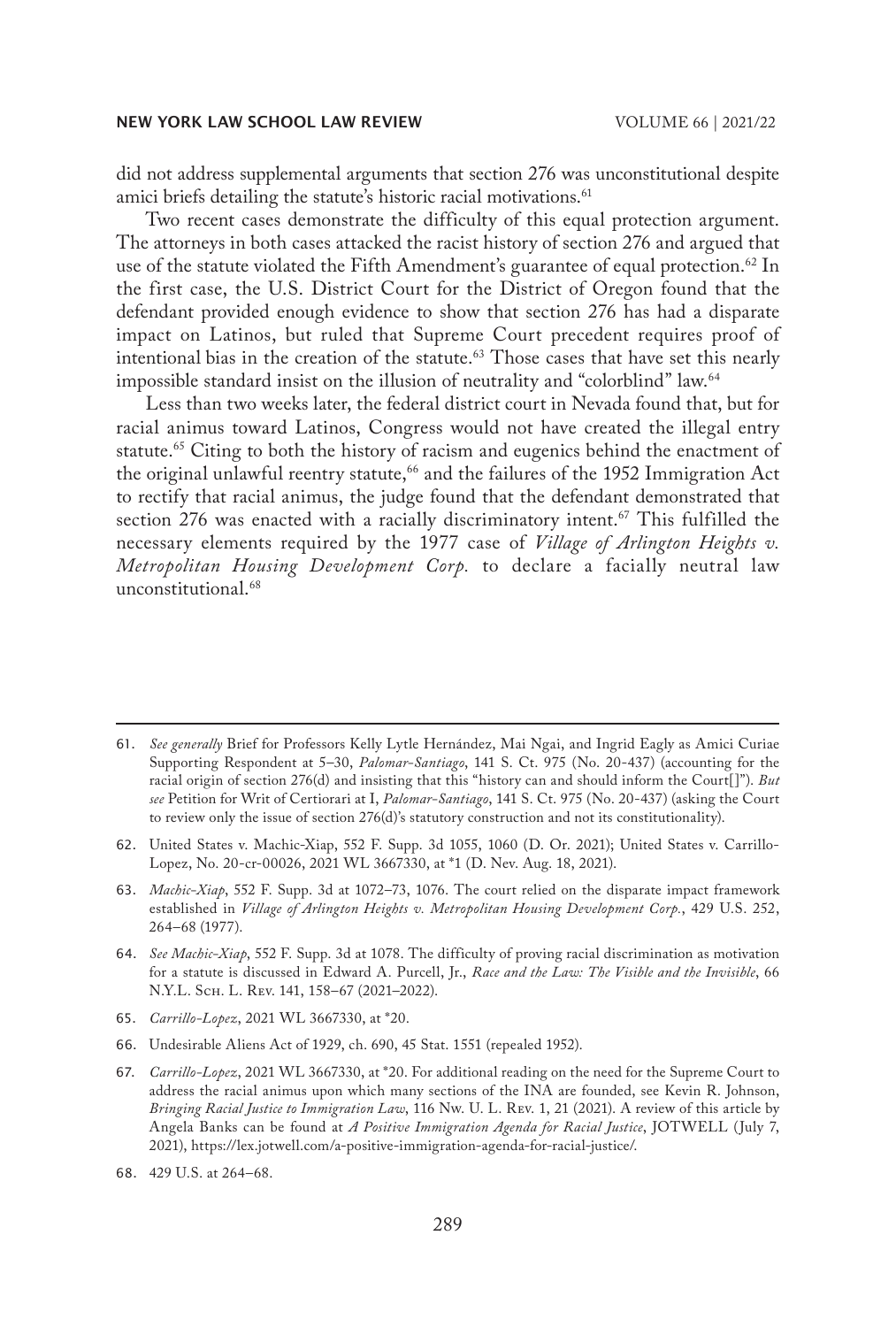did not address supplemental arguments that section 276 was unconstitutional despite amici briefs detailing the statute's historic racial motivations.[61]

Two recent cases demonstrate the difficulty of this equal protection argument. The attorneys in both cases attacked the racist history of section 276 and argued that use of the statute violated the Fifth Amendment's guarantee of equal protection.[62] In the first case, the U.S. District Court for the District of Oregon found that the defendant provided enough evidence to show that section 276 has had a disparate impact on Latinos, but ruled that Supreme Court precedent requires proof of intentional bias in the creation of the statute.[63] Those cases that have set this nearly impossible standard insist on the illusion of neutrality and "colorblind" law.[64]

Less than two weeks later, the federal district court in Nevada found that, but for racial animus toward Latinos, Congress would not have created the illegal entry statute.[65] Citing to both the history of racism and eugenics behind the enactment of the original unlawful reentry statute,[66] and the failures of the 1952 Immigration Act to rectify that racial animus, the judge found that the defendant demonstrated that section 276 was enacted with a racially discriminatory intent.[67] This fulfilled the necessary elements required by the 1977 case of *Village of Arlington Heights v. Metropolitan Housing Development Corp.* to declare a facially neutral law unconstitutional.[68]

---

61. *See generally* Brief for Professors Kelly Lytle Hernández, Mai Ngai, and Ingrid Eagly as Amici Curiae Supporting Respondent at 5–30, *Palomar-Santiago*, 141 S. Ct. 975 (No. 20-437) (accounting for the racial origin of section 276(d) and insisting that this "history can and should inform the Court[]"). *But see* Petition for Writ of Certiorari at I, *Palomar-Santiago*, 141 S. Ct. 975 (No. 20-437) (asking the Court to review only the issue of section 276(d)'s statutory construction and not its constitutionality).

62. United States v. Machic-Xiap, 552 F. Supp. 3d 1055, 1060 (D. Or. 2021); United States v. Carrillo-Lopez, No. 20-cr-00026, 2021 WL 3667330, at *1 (D. Nev. Aug. 18, 2021).

63. *Machic-Xiap*, 552 F. Supp. 3d at 1072–73, 1076. The court relied on the disparate impact framework established in *Village of Arlington Heights v. Metropolitan Housing Development Corp.*, 429 U.S. 252, 264–68 (1977).

64. *See Machic-Xiap*, 552 F. Supp. 3d at 1078. The difficulty of proving racial discrimination as motivation for a statute is discussed in Edward A. Purcell, Jr., *Race and the Law: The Visible and the Invisible*, 66 N.Y.L. Sch. L. Rev. 141, 158–67 (2021–2022).

65. *Carrillo-Lopez*, 2021 WL 3667330, at *20.

66. Undesirable Aliens Act of 1929, ch. 690, 45 Stat. 1551 (repealed 1952).

67. *Carrillo-Lopez*, 2021 WL 3667330, at *20. For additional reading on the need for the Supreme Court to address the racial animus upon which many sections of the INA are founded, see Kevin R. Johnson, *Bringing Racial Justice to Immigration Law*, 116 Nw. U. L. Rev. 1, 21 (2021). A review of this article by Angela Banks can be found at *A Positive Immigration Agenda for Racial Justice*, JOTWELL (July 7, 2021), https://lex.jotwell.com/a-positive-immigration-agenda-for-racial-justice/.

68. 429 U.S. at 264–68.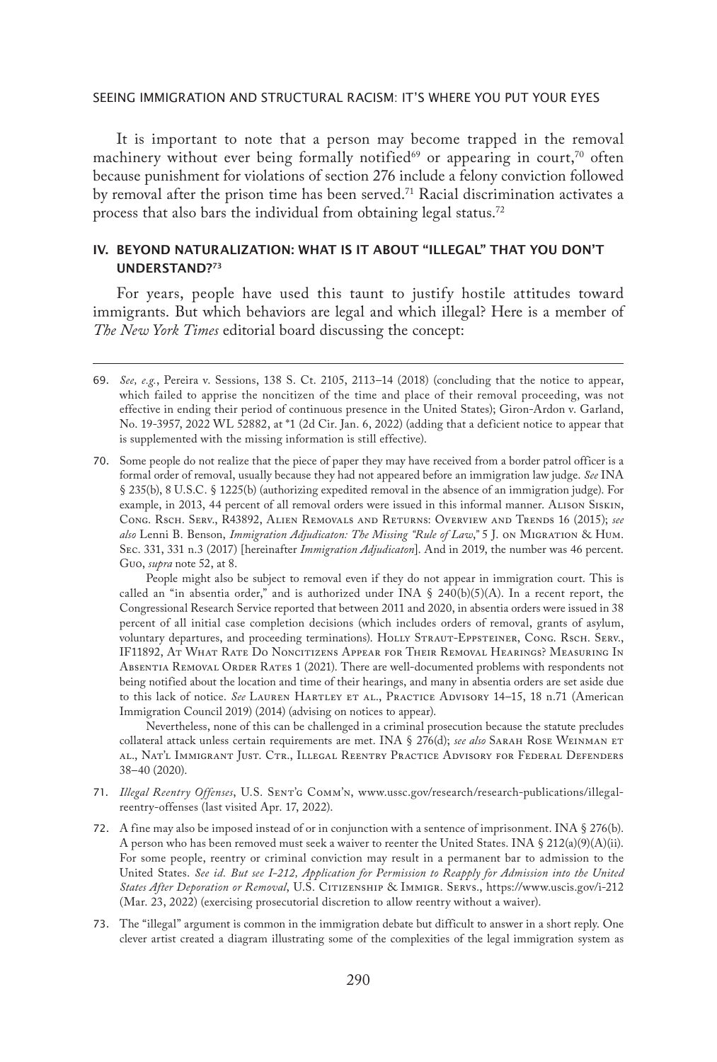It is important to note that a person may become trapped in the removal machinery without ever being formally notified[69] or appearing in court,[70] often because punishment for violations of section 276 include a felony conviction followed by removal after the prison time has been served.[71] Racial discrimination activates a process that also bars the individual from obtaining legal status.[72]

## IV. BEYOND NATURALIZATION: WHAT IS IT ABOUT "ILLEGAL" THAT YOU DON'T UNDERSTAND?[73]

For years, people have used this taunt to justify hostile attitudes toward immigrants. But which behaviors are legal and which illegal? Here is a member of *The New York Times* editorial board discussing the concept:

---

69. *See, e.g.*, Pereira v. Sessions, 138 S. Ct. 2105, 2113–14 (2018) (concluding that the notice to appear, which failed to apprise the noncitizen of the time and place of their removal proceeding, was not effective in ending their period of continuous presence in the United States); Giron-Ardon v. Garland, No. 19-3957, 2022 WL 52882, at *1 (2d Cir. Jan. 6, 2022) (adding that a deficient notice to appear that is supplemented with the missing information is still effective).

70. Some people do not realize that the piece of paper they may have received from a border patrol officer is a formal order of removal, usually because they had not appeared before an immigration law judge. *See* INA § 235(b), 8 U.S.C. § 1225(b) (authorizing expedited removal in the absence of an immigration judge). For example, in 2013, 44 percent of all removal orders were issued in this informal manner. Alison Siskin, Cong. Rsch. Serv., R43892, Alien Removals and Returns: Overview and Trends 16 (2015); *see also* Lenni B. Benson, *Immigration Adjudicaton: The Missing "Rule of Law*," 5 J. on Migration & Hum. Sec. 331, 331 n.3 (2017) [hereinafter *Immigration Adjudicaton*]. And in 2019, the number was 46 percent. Guo, *supra* note 52, at 8.

    People might also be subject to removal even if they do not appear in immigration court. This is called an "in absentia order," and is authorized under INA § 240(b)(5)(A). In a recent report, the Congressional Research Service reported that between 2011 and 2020, in absentia orders were issued in 38 percent of all initial case completion decisions (which includes orders of removal, grants of asylum, voluntary departures, and proceeding terminations). Holly Straut-Eppsteiner, Cong. Rsch. Serv., IF11892, At What Rate Do Noncitizens Appear for Their Removal Hearings? Measuring In Absentia Removal Order Rates 1 (2021). There are well-documented problems with respondents not being notified about the location and time of their hearings, and many in absentia orders are set aside due to this lack of notice. *See* Lauren Hartley et al., Practice Advisory 14–15, 18 n.71 (American Immigration Council 2019) (2014) (advising on notices to appear).

    Nevertheless, none of this can be challenged in a criminal prosecution because the statute precludes collateral attack unless certain requirements are met. INA § 276(d); *see also* Sarah Rose Weinman et al., Nat'l Immigrant Just. Ctr., Illegal Reentry Practice Advisory for Federal Defenders 38–40 (2020).

71. *Illegal Reentry Offenses*, U.S. Sent'g Comm'n, www.ussc.gov/research/research-publications/illegal-reentry-offenses (last visited Apr. 17, 2022).

72. A fine may also be imposed instead of or in conjunction with a sentence of imprisonment. INA § 276(b). A person who has been removed must seek a waiver to reenter the United States. INA § 212(a)(9)(A)(ii). For some people, reentry or criminal conviction may result in a permanent bar to admission to the United States. *See id. But see I-212, Application for Permission to Reapply for Admission into the United States After Deporation or Removal*, U.S. Citizenship & Immigr. Servs., https://www.uscis.gov/i-212 (Mar. 23, 2022) (exercising prosecutorial discretion to allow reentry without a waiver).

73. The "illegal" argument is common in the immigration debate but difficult to answer in a short reply. One clever artist created a diagram illustrating some of the complexities of the legal immigration system as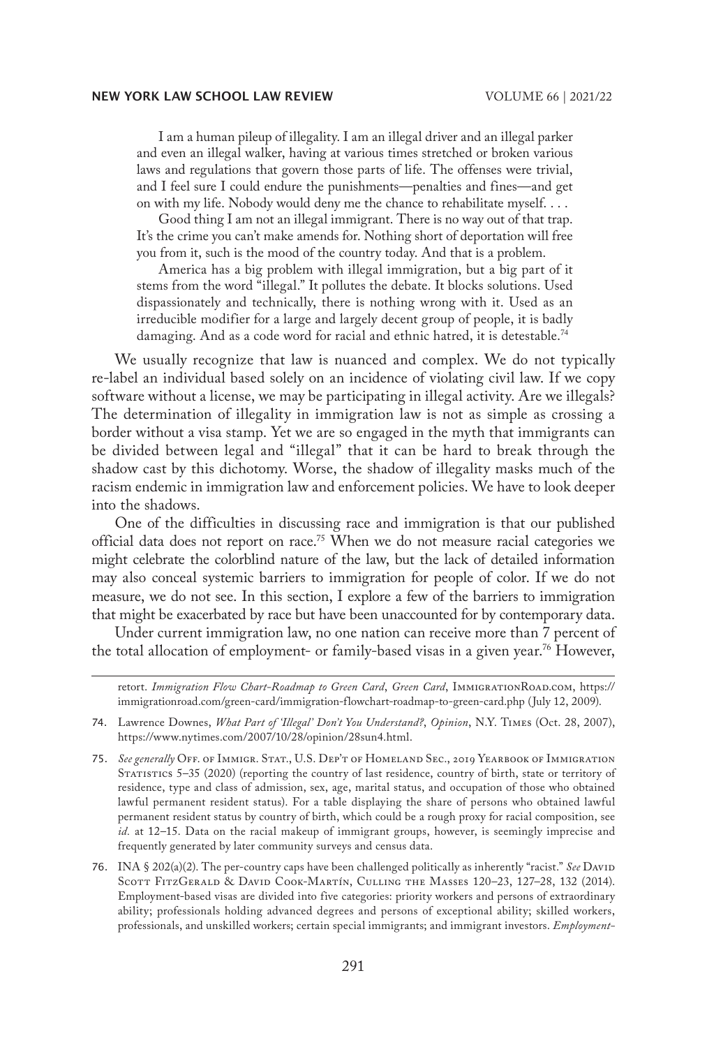> I am a human pileup of illegality. I am an illegal driver and an illegal parker and even an illegal walker, having at various times stretched or broken various laws and regulations that govern those parts of life. The offenses were trivial, and I feel sure I could endure the punishments—penalties and fines—and get on with my life. Nobody would deny me the chance to rehabilitate myself. . . .
>
> Good thing I am not an illegal immigrant. There is no way out of that trap. It's the crime you can't make amends for. Nothing short of deportation will free you from it, such is the mood of the country today. And that is a problem.
>
> America has a big problem with illegal immigration, but a big part of it stems from the word "illegal." It pollutes the debate. It blocks solutions. Used dispassionately and technically, there is nothing wrong with it. Used as an irreducible modifier for a large and largely decent group of people, it is badly damaging. And as a code word for racial and ethnic hatred, it is detestable.[74]

We usually recognize that law is nuanced and complex. We do not typically re-label an individual based solely on an incidence of violating civil law. If we copy software without a license, we may be participating in illegal activity. Are we illegals? The determination of illegality in immigration law is not as simple as crossing a border without a visa stamp. Yet we are so engaged in the myth that immigrants can be divided between legal and "illegal" that it can be hard to break through the shadow cast by this dichotomy. Worse, the shadow of illegality masks much of the racism endemic in immigration law and enforcement policies. We have to look deeper into the shadows.

One of the difficulties in discussing race and immigration is that our published official data does not report on race.[75] When we do not measure racial categories we might celebrate the colorblind nature of the law, but the lack of detailed information may also conceal systemic barriers to immigration for people of color. If we do not measure, we do not see. In this section, I explore a few of the barriers to immigration that might be exacerbated by race but have been unaccounted for by contemporary data.

Under current immigration law, no one nation can receive more than 7 percent of the total allocation of employment- or family-based visas in a given year.[76] However,

---

retort. *Immigration Flow Chart-Roadmap to Green Card*, *Green Card*, ImmigrationRoad.com, https://immigrationroad.com/green-card/immigration-flowchart-roadmap-to-green-card.php (July 12, 2009).

74. Lawrence Downes, *What Part of 'Illegal' Don't You Understand?*, *Opinion*, N.Y. Times (Oct. 28, 2007), https://www.nytimes.com/2007/10/28/opinion/28sun4.html.

75. *See generally* Off. of Immigr. Stat., U.S. Dep't of Homeland Sec., 2019 Yearbook of Immigration Statistics 5–35 (2020) (reporting the country of last residence, country of birth, state or territory of residence, type and class of admission, sex, age, marital status, and occupation of those who obtained lawful permanent resident status). For a table displaying the share of persons who obtained lawful permanent resident status by country of birth, which could be a rough proxy for racial composition, see *id.* at 12–15. Data on the racial makeup of immigrant groups, however, is seemingly imprecise and frequently generated by later community surveys and census data.

76. INA § 202(a)(2). The per-country caps have been challenged politically as inherently "racist." *See* David Scott FitzGerald & David Cook-Martín, Culling the Masses 120–23, 127–28, 132 (2014). Employment-based visas are divided into five categories: priority workers and persons of extraordinary ability; professionals holding advanced degrees and persons of exceptional ability; skilled workers, professionals, and unskilled workers; certain special immigrants; and immigrant investors. *Employment-*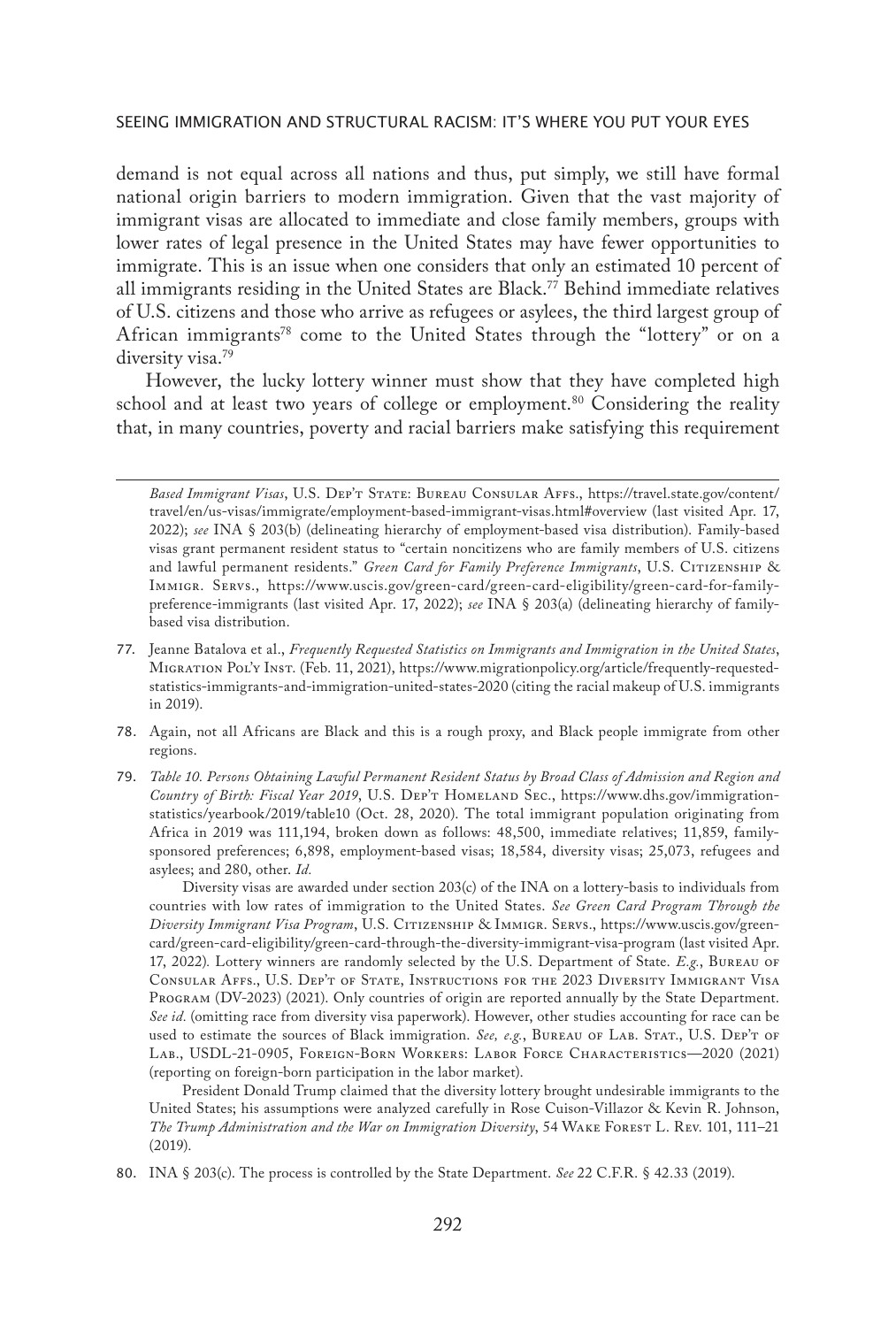demand is not equal across all nations and thus, put simply, we still have formal national origin barriers to modern immigration. Given that the vast majority of immigrant visas are allocated to immediate and close family members, groups with lower rates of legal presence in the United States may have fewer opportunities to immigrate. This is an issue when one considers that only an estimated 10 percent of all immigrants residing in the United States are Black.[77] Behind immediate relatives of U.S. citizens and those who arrive as refugees or asylees, the third largest group of African immigrants[78] come to the United States through the "lottery" or on a diversity visa.[79]

However, the lucky lottery winner must show that they have completed high school and at least two years of college or employment.[80] Considering the reality that, in many countries, poverty and racial barriers make satisfying this requirement

---

*Based Immigrant Visas*, U.S. Dep't State: Bureau Consular Affs., https://travel.state.gov/content/travel/en/us-visas/immigrate/employment-based-immigrant-visas.html#overview (last visited Apr. 17, 2022); *see* INA § 203(b) (delineating hierarchy of employment-based visa distribution). Family-based visas grant permanent resident status to "certain noncitizens who are family members of U.S. citizens and lawful permanent residents." *Green Card for Family Preference Immigrants*, U.S. Citizenship & Immigr. Servs., https://www.uscis.gov/green-card/green-card-eligibility/green-card-for-family-preference-immigrants (last visited Apr. 17, 2022); *see* INA § 203(a) (delineating hierarchy of family-based visa distribution.

77. Jeanne Batalova et al., *Frequently Requested Statistics on Immigrants and Immigration in the United States*, Migration Pol'y Inst. (Feb. 11, 2021), https://www.migrationpolicy.org/article/frequently-requested-statistics-immigrants-and-immigration-united-states-2020 (citing the racial makeup of U.S. immigrants in 2019).

78. Again, not all Africans are Black and this is a rough proxy, and Black people immigrate from other regions.

79. *Table 10. Persons Obtaining Lawful Permanent Resident Status by Broad Class of Admission and Region and Country of Birth: Fiscal Year 2019*, U.S. Dep't Homeland Sec., https://www.dhs.gov/immigration-statistics/yearbook/2019/table10 (Oct. 28, 2020). The total immigrant population originating from Africa in 2019 was 111,194, broken down as follows: 48,500, immediate relatives; 11,859, family-sponsored preferences; 6,898, employment-based visas; 18,584, diversity visas; 25,073, refugees and asylees; and 280, other. *Id.*

    Diversity visas are awarded under section 203(c) of the INA on a lottery-basis to individuals from countries with low rates of immigration to the United States. *See Green Card Program Through the Diversity Immigrant Visa Program*, U.S. Citizenship & Immigr. Servs., https://www.uscis.gov/green-card/green-card-eligibility/green-card-through-the-diversity-immigrant-visa-program (last visited Apr. 17, 2022). Lottery winners are randomly selected by the U.S. Department of State. *E.g.*, Bureau of Consular Affs., U.S. Dep't of State, Instructions for the 2023 Diversity Immigrant Visa Program (DV-2023) (2021). Only countries of origin are reported annually by the State Department. *See id.* (omitting race from diversity visa paperwork). However, other studies accounting for race can be used to estimate the sources of Black immigration. *See, e.g.*, Bureau of Lab. Stat., U.S. Dep't of Lab., USDL-21-0905, Foreign-Born Workers: Labor Force Characteristics—2020 (2021) (reporting on foreign-born participation in the labor market).

    President Donald Trump claimed that the diversity lottery brought undesirable immigrants to the United States; his assumptions were analyzed carefully in Rose Cuison-Villazor & Kevin R. Johnson, *The Trump Administration and the War on Immigration Diversity*, 54 Wake Forest L. Rev. 101, 111–21 (2019).

80. INA § 203(c). The process is controlled by the State Department. *See* 22 C.F.R. § 42.33 (2019).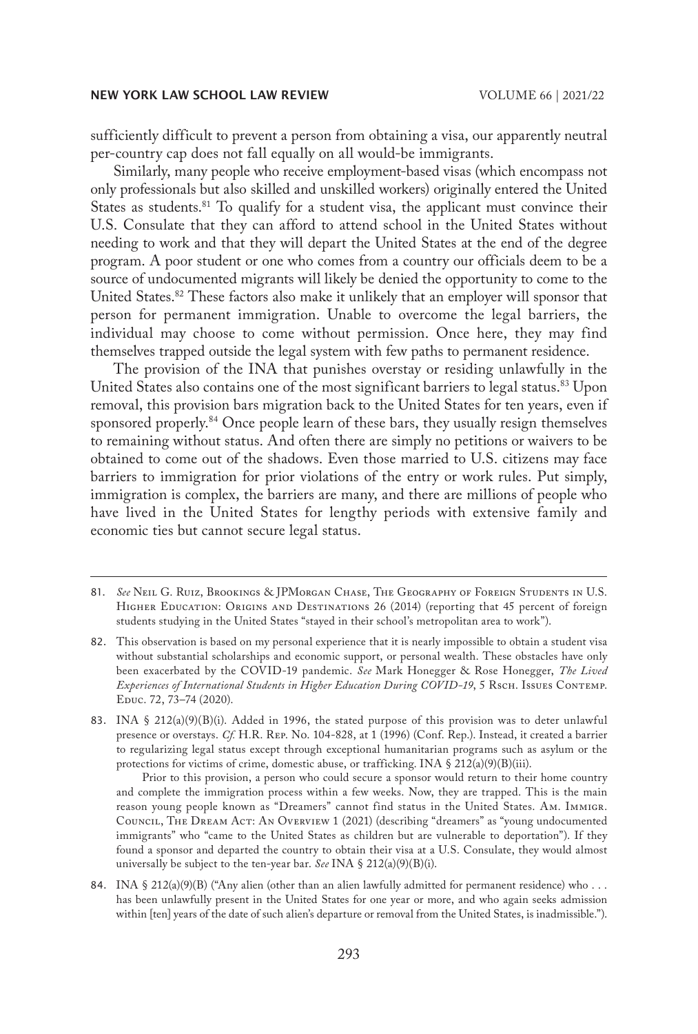sufficiently difficult to prevent a person from obtaining a visa, our apparently neutral per-country cap does not fall equally on all would-be immigrants.

Similarly, many people who receive employment-based visas (which encompass not only professionals but also skilled and unskilled workers) originally entered the United States as students.[81] To qualify for a student visa, the applicant must convince their U.S. Consulate that they can afford to attend school in the United States without needing to work and that they will depart the United States at the end of the degree program. A poor student or one who comes from a country our officials deem to be a source of undocumented migrants will likely be denied the opportunity to come to the United States.[82] These factors also make it unlikely that an employer will sponsor that person for permanent immigration. Unable to overcome the legal barriers, the individual may choose to come without permission. Once here, they may find themselves trapped outside the legal system with few paths to permanent residence.

The provision of the INA that punishes overstay or residing unlawfully in the United States also contains one of the most significant barriers to legal status.[83] Upon removal, this provision bars migration back to the United States for ten years, even if sponsored properly.[84] Once people learn of these bars, they usually resign themselves to remaining without status. And often there are simply no petitions or waivers to be obtained to come out of the shadows. Even those married to U.S. citizens may face barriers to immigration for prior violations of the entry or work rules. Put simply, immigration is complex, the barriers are many, and there are millions of people who have lived in the United States for lengthy periods with extensive family and economic ties but cannot secure legal status.

---

81. *See* Neil G. Ruiz, Brookings & JPMorgan Chase, The Geography of Foreign Students in U.S. Higher Education: Origins and Destinations 26 (2014) (reporting that 45 percent of foreign students studying in the United States "stayed in their school's metropolitan area to work").

82. This observation is based on my personal experience that it is nearly impossible to obtain a student visa without substantial scholarships and economic support, or personal wealth. These obstacles have only been exacerbated by the COVID-19 pandemic. *See* Mark Honegger & Rose Honegger, *The Lived Experiences of International Students in Higher Education During COVID-19*, 5 Rsch. Issues Contemp. Educ. 72, 73–74 (2020).

83. INA § 212(a)(9)(B)(i). Added in 1996, the stated purpose of this provision was to deter unlawful presence or overstays. *Cf.* H.R. Rep. No. 104-828, at 1 (1996) (Conf. Rep.). Instead, it created a barrier to regularizing legal status except through exceptional humanitarian programs such as asylum or the protections for victims of crime, domestic abuse, or trafficking. INA § 212(a)(9)(B)(iii).

    Prior to this provision, a person who could secure a sponsor would return to their home country and complete the immigration process within a few weeks. Now, they are trapped. This is the main reason young people known as "Dreamers" cannot find status in the United States. Am. Immigr. Council, The Dream Act: An Overview 1 (2021) (describing "dreamers" as "young undocumented immigrants" who "came to the United States as children but are vulnerable to deportation"). If they found a sponsor and departed the country to obtain their visa at a U.S. Consulate, they would almost universally be subject to the ten-year bar. *See* INA § 212(a)(9)(B)(i).

84. INA § 212(a)(9)(B) ("Any alien (other than an alien lawfully admitted for permanent residence) who . . . has been unlawfully present in the United States for one year or more, and who again seeks admission within [ten] years of the date of such alien's departure or removal from the United States, is inadmissible.").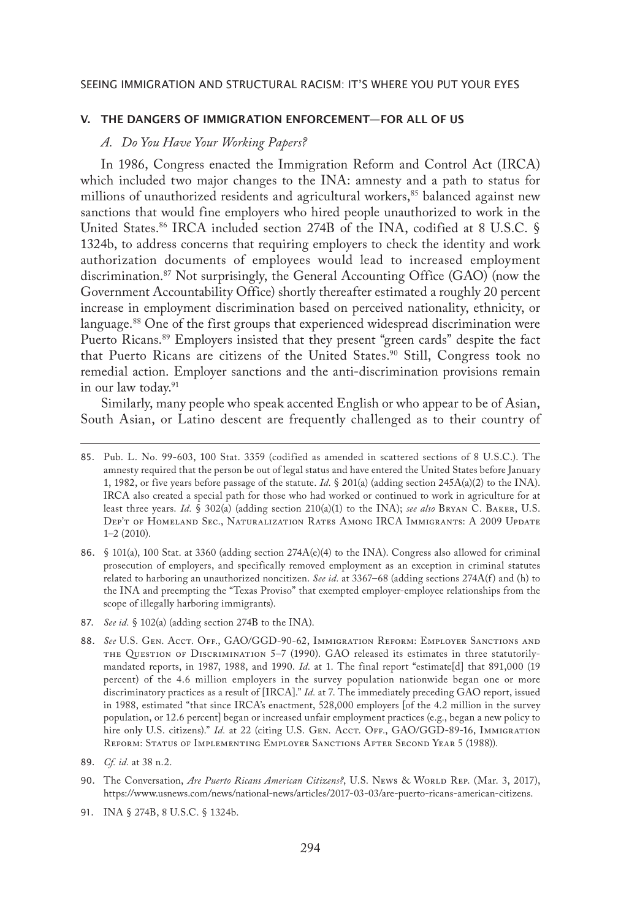## V. THE DANGERS OF IMMIGRATION ENFORCEMENT—FOR ALL OF US

### *A. Do You Have Your Working Papers?*

In 1986, Congress enacted the Immigration Reform and Control Act (IRCA) which included two major changes to the INA: amnesty and a path to status for millions of unauthorized residents and agricultural workers,[85] balanced against new sanctions that would fine employers who hired people unauthorized to work in the United States.[86] IRCA included section 274B of the INA, codified at 8 U.S.C. § 1324b, to address concerns that requiring employers to check the identity and work authorization documents of employees would lead to increased employment discrimination.[87] Not surprisingly, the General Accounting Office (GAO) (now the Government Accountability Office) shortly thereafter estimated a roughly 20 percent increase in employment discrimination based on perceived nationality, ethnicity, or language.[88] One of the first groups that experienced widespread discrimination were Puerto Ricans.[89] Employers insisted that they present "green cards" despite the fact that Puerto Ricans are citizens of the United States.[90] Still, Congress took no remedial action. Employer sanctions and the anti-discrimination provisions remain in our law today.[91]

Similarly, many people who speak accented English or who appear to be of Asian, South Asian, or Latino descent are frequently challenged as to their country of

---

85. Pub. L. No. 99-603, 100 Stat. 3359 (codified as amended in scattered sections of 8 U.S.C.). The amnesty required that the person be out of legal status and have entered the United States before January 1, 1982, or five years before passage of the statute. *Id.* § 201(a) (adding section 245A(a)(2) to the INA). IRCA also created a special path for those who had worked or continued to work in agriculture for at least three years. *Id.* § 302(a) (adding section 210(a)(1) to the INA); *see also* Bryan C. Baker, U.S. Dep't of Homeland Sec., Naturalization Rates Among IRCA Immigrants: A 2009 Update 1–2 (2010).

86. § 101(a), 100 Stat. at 3360 (adding section 274A(e)(4) to the INA). Congress also allowed for criminal prosecution of employers, and specifically removed employment as an exception in criminal statutes related to harboring an unauthorized noncitizen. *See id.* at 3367–68 (adding sections 274A(f) and (h) to the INA and preempting the "Texas Proviso" that exempted employer-employee relationships from the scope of illegally harboring immigrants).

87. *See id.* § 102(a) (adding section 274B to the INA).

88. *See* U.S. Gen. Acct. Off., GAO/GGD-90-62, Immigration Reform: Employer Sanctions and the Question of Discrimination 5–7 (1990). GAO released its estimates in three statutorily-mandated reports, in 1987, 1988, and 1990. *Id.* at 1. The final report "estimate[d] that 891,000 (19 percent) of the 4.6 million employers in the survey population nationwide began one or more discriminatory practices as a result of [IRCA]." *Id.* at 7. The immediately preceding GAO report, issued in 1988, estimated "that since IRCA's enactment, 528,000 employers [of the 4.2 million in the survey population, or 12.6 percent] began or increased unfair employment practices (e.g., began a new policy to hire only U.S. citizens)." *Id.* at 22 (citing U.S. Gen. Acct. Off., GAO/GGD-89-16, Immigration Reform: Status of Implementing Employer Sanctions After Second Year 5 (1988)).

89. *Cf. id.* at 38 n.2.

90. The Conversation, *Are Puerto Ricans American Citizens?*, U.S. News & World Rep. (Mar. 3, 2017), https://www.usnews.com/news/national-news/articles/2017-03-03/are-puerto-ricans-american-citizens.

91. INA § 274B, 8 U.S.C. § 1324b.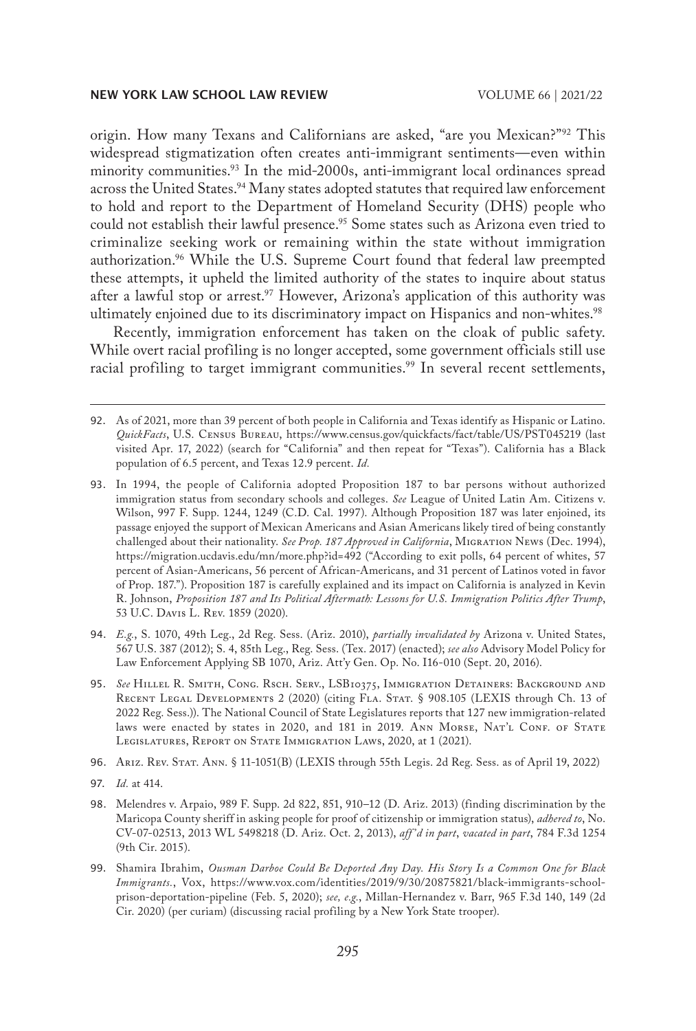origin. How many Texans and Californians are asked, "are you Mexican?"[92] This widespread stigmatization often creates anti-immigrant sentiments—even within minority communities.[93] In the mid-2000s, anti-immigrant local ordinances spread across the United States.[94] Many states adopted statutes that required law enforcement to hold and report to the Department of Homeland Security (DHS) people who could not establish their lawful presence.[95] Some states such as Arizona even tried to criminalize seeking work or remaining within the state without immigration authorization.[96] While the U.S. Supreme Court found that federal law preempted these attempts, it upheld the limited authority of the states to inquire about status after a lawful stop or arrest.[97] However, Arizona's application of this authority was ultimately enjoined due to its discriminatory impact on Hispanics and non-whites.[98]

Recently, immigration enforcement has taken on the cloak of public safety. While overt racial profiling is no longer accepted, some government officials still use racial profiling to target immigrant communities.[99] In several recent settlements,

---

92. As of 2021, more than 39 percent of both people in California and Texas identify as Hispanic or Latino. *QuickFacts*, U.S. Census Bureau, https://www.census.gov/quickfacts/fact/table/US/PST045219 (last visited Apr. 17, 2022) (search for "California" and then repeat for "Texas"). California has a Black population of 6.5 percent, and Texas 12.9 percent. *Id.*

93. In 1994, the people of California adopted Proposition 187 to bar persons without authorized immigration status from secondary schools and colleges. *See* League of United Latin Am. Citizens v. Wilson, 997 F. Supp. 1244, 1249 (C.D. Cal. 1997). Although Proposition 187 was later enjoined, its passage enjoyed the support of Mexican Americans and Asian Americans likely tired of being constantly challenged about their nationality. *See Prop. 187 Approved in California*, Migration News (Dec. 1994), https://migration.ucdavis.edu/mn/more.php?id=492 ("According to exit polls, 64 percent of whites, 57 percent of Asian-Americans, 56 percent of African-Americans, and 31 percent of Latinos voted in favor of Prop. 187."). Proposition 187 is carefully explained and its impact on California is analyzed in Kevin R. Johnson, *Proposition 187 and Its Political Aftermath: Lessons for U.S. Immigration Politics After Trump*, 53 U.C. Davis L. Rev. 1859 (2020).

94. *E.g.*, S. 1070, 49th Leg., 2d Reg. Sess. (Ariz. 2010), *partially invalidated by* Arizona v. United States, 567 U.S. 387 (2012); S. 4, 85th Leg., Reg. Sess. (Tex. 2017) (enacted); *see also* Advisory Model Policy for Law Enforcement Applying SB 1070, Ariz. Att'y Gen. Op. No. I16-010 (Sept. 20, 2016).

95. *See* Hillel R. Smith, Cong. Rsch. Serv., LSB10375, Immigration Detainers: Background and Recent Legal Developments 2 (2020) (citing Fla. Stat. § 908.105 (LEXIS through Ch. 13 of 2022 Reg. Sess.)). The National Council of State Legislatures reports that 127 new immigration-related laws were enacted by states in 2020, and 181 in 2019. Ann Morse, Nat'l Conf. of State Legislatures, Report on State Immigration Laws, 2020, at 1 (2021).

96. Ariz. Rev. Stat. Ann. § 11-1051(B) (LEXIS through 55th Legis. 2d Reg. Sess. as of April 19, 2022)

97. *Id.* at 414.

98. Melendres v. Arpaio, 989 F. Supp. 2d 822, 851, 910–12 (D. Ariz. 2013) (finding discrimination by the Maricopa County sheriff in asking people for proof of citizenship or immigration status), *adhered to*, No. CV-07-02513, 2013 WL 5498218 (D. Ariz. Oct. 2, 2013), *aff'd in part*, *vacated in part*, 784 F.3d 1254 (9th Cir. 2015).

99. Shamira Ibrahim, *Ousman Darboe Could Be Deported Any Day. His Story Is a Common One for Black Immigrants.*, Vox, https://www.vox.com/identities/2019/9/30/20875821/black-immigrants-school-prison-deportation-pipeline (Feb. 5, 2020); *see, e.g.*, Millan-Hernandez v. Barr, 965 F.3d 140, 149 (2d Cir. 2020) (per curiam) (discussing racial profiling by a New York State trooper).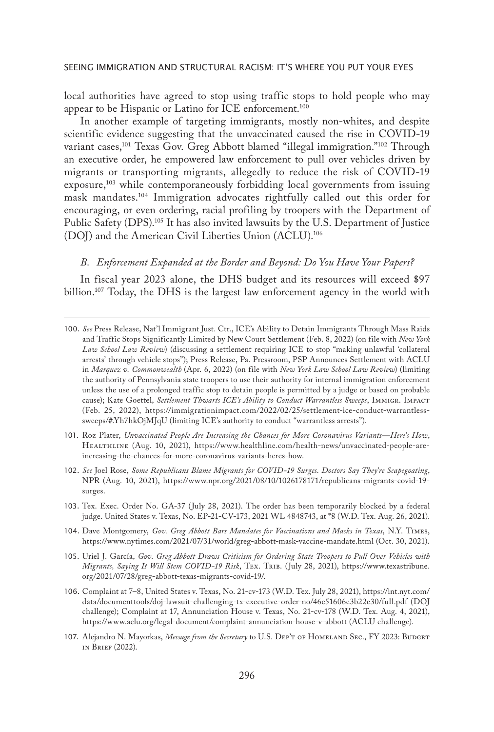local authorities have agreed to stop using traffic stops to hold people who may appear to be Hispanic or Latino for ICE enforcement.[100]

In another example of targeting immigrants, mostly non-whites, and despite scientific evidence suggesting that the unvaccinated caused the rise in COVID-19 variant cases,[101] Texas Gov. Greg Abbott blamed "illegal immigration."[102] Through an executive order, he empowered law enforcement to pull over vehicles driven by migrants or transporting migrants, allegedly to reduce the risk of COVID-19 exposure,[103] while contemporaneously forbidding local governments from issuing mask mandates.[104] Immigration advocates rightfully called out this order for encouraging, or even ordering, racial profiling by troopers with the Department of Public Safety (DPS).[105] It has also invited lawsuits by the U.S. Department of Justice (DOJ) and the American Civil Liberties Union (ACLU).[106]

### *B. Enforcement Expanded at the Border and Beyond: Do You Have Your Papers?*

In fiscal year 2023 alone, the DHS budget and its resources will exceed $97 billion.[107] Today, the DHS is the largest law enforcement agency in the world with

---

100. *See* Press Release, Nat'l Immigrant Just. Ctr., ICE's Ability to Detain Immigrants Through Mass Raids and Traffic Stops Significantly Limited by New Court Settlement (Feb. 8, 2022) (on file with *New York Law School Law Review*) (discussing a settlement requiring ICE to stop "making unlawful 'collateral arrests' through vehicle stops"); Press Release, Pa. Pressroom, PSP Announces Settlement with ACLU in *Marquez v. Commonwealth* (Apr. 6, 2022) (on file with *New York Law School Law Review*) (limiting the authority of Pennsylvania state troopers to use their authority for internal immigration enforcement unless the use of a prolonged traffic stop to detain people is permitted by a judge or based on probable cause); Kate Goettel, *Settlement Thwarts ICE's Ability to Conduct Warrantless Sweeps*, Immigr. Impact (Feb. 25, 2022), https://immigrationimpact.com/2022/02/25/settlement-ice-conduct-warrantless-sweeps/#.Yh7hkOjMJqU (limiting ICE's authority to conduct "warrantless arrests").

101. Roz Plater, *Unvaccinated People Are Increasing the Chances for More Coronavirus Variants—Here's How*, Healthline (Aug. 10, 2021), https://www.healthline.com/health-news/unvaccinated-people-are-increasing-the-chances-for-more-coronavirus-variants-heres-how.

102. *See* Joel Rose, *Some Republicans Blame Migrants for COVID-19 Surges. Doctors Say They're Scapegoating*, NPR (Aug. 10, 2021), https://www.npr.org/2021/08/10/1026178171/republicans-migrants-covid-19-surges.

103. Tex. Exec. Order No. GA-37 (July 28, 2021). The order has been temporarily blocked by a federal judge. United States v. Texas, No. EP-21-CV-173, 2021 WL 4848743, at *8 (W.D. Tex. Aug. 26, 2021).

104. Dave Montgomery, *Gov. Greg Abbott Bars Mandates for Vaccinations and Masks in Texas*, N.Y. Times, https://www.nytimes.com/2021/07/31/world/greg-abbott-mask-vaccine-mandate.html (Oct. 30, 2021).

105. Uriel J. García, *Gov. Greg Abbott Draws Criticism for Ordering State Troopers to Pull Over Vehicles with Migrants, Saying It Will Stem COVID-19 Risk*, Tex. Trib. (July 28, 2021), https://www.texastribune.org/2021/07/28/greg-abbott-texas-migrants-covid-19/.

106. Complaint at 7–8, United States v. Texas, No. 21-cv-173 (W.D. Tex. July 28, 2021), https://int.nyt.com/data/documenttools/doj-lawsuit-challenging-tx-executive-order-no/46e51606e3b22e30/full.pdf (DOJ challenge); Complaint at 17, Annunciation House v. Texas, No. 21-cv-178 (W.D. Tex. Aug. 4, 2021), https://www.aclu.org/legal-document/complaint-annunciation-house-v-abbott (ACLU challenge).

107. Alejandro N. Mayorkas, *Message from the Secretary* to U.S. Dep't of Homeland Sec., FY 2023: Budget in Brief (2022).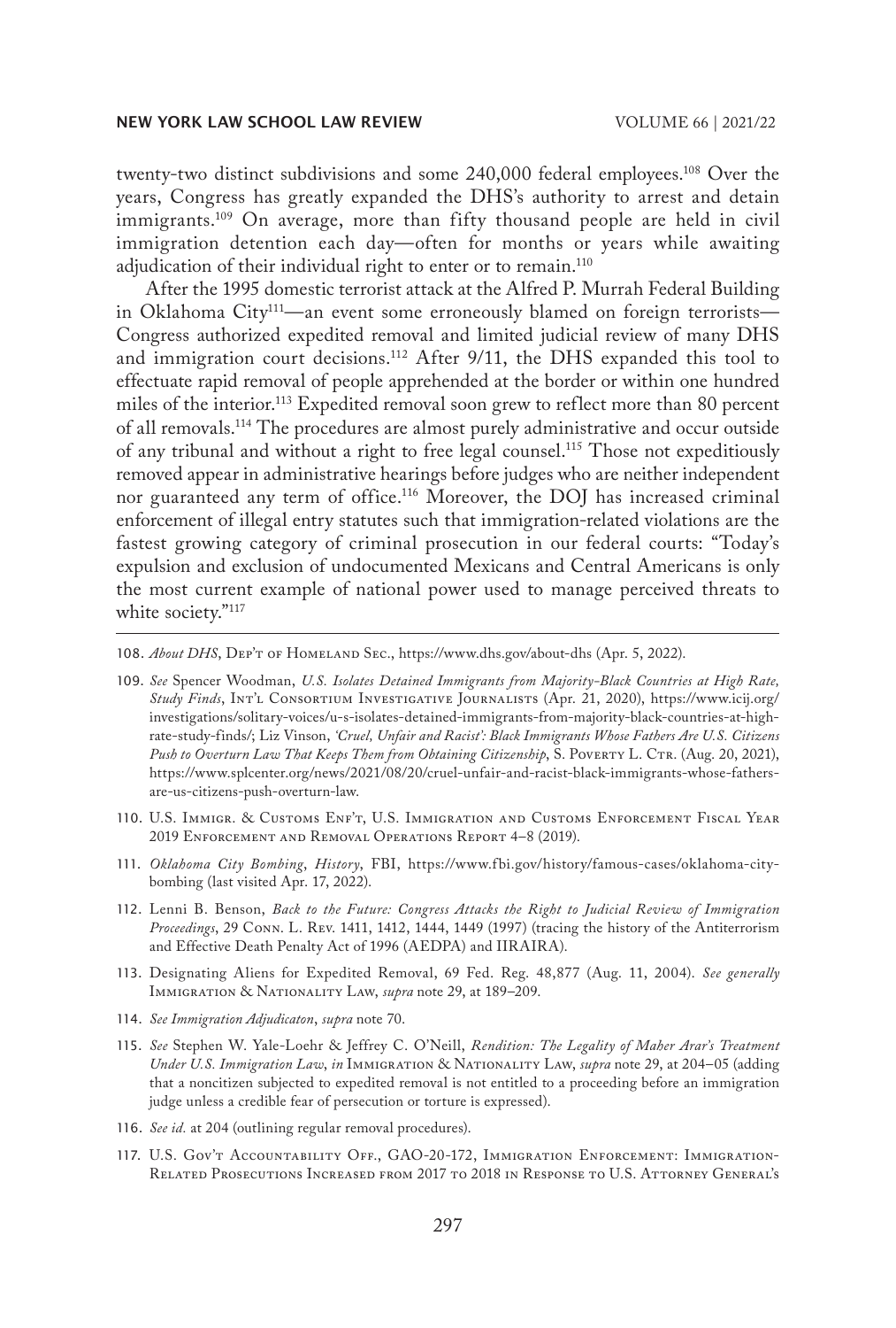twenty-two distinct subdivisions and some 240,000 federal employees.[108] Over the years, Congress has greatly expanded the DHS's authority to arrest and detain immigrants.[109] On average, more than fifty thousand people are held in civil immigration detention each day—often for months or years while awaiting adjudication of their individual right to enter or to remain.[110]

After the 1995 domestic terrorist attack at the Alfred P. Murrah Federal Building in Oklahoma City[111]—an event some erroneously blamed on foreign terrorists—Congress authorized expedited removal and limited judicial review of many DHS and immigration court decisions.[112] After 9/11, the DHS expanded this tool to effectuate rapid removal of people apprehended at the border or within one hundred miles of the interior.[113] Expedited removal soon grew to reflect more than 80 percent of all removals.[114] The procedures are almost purely administrative and occur outside of any tribunal and without a right to free legal counsel.[115] Those not expeditiously removed appear in administrative hearings before judges who are neither independent nor guaranteed any term of office.[116] Moreover, the DOJ has increased criminal enforcement of illegal entry statutes such that immigration-related violations are the fastest growing category of criminal prosecution in our federal courts: "Today's expulsion and exclusion of undocumented Mexicans and Central Americans is only the most current example of national power used to manage perceived threats to white society."[117]

---

108. *About DHS*, Dep't of Homeland Sec., https://www.dhs.gov/about-dhs (Apr. 5, 2022).

109. *See* Spencer Woodman, *U.S. Isolates Detained Immigrants from Majority-Black Countries at High Rate, Study Finds*, Int'l Consortium Investigative Journalists (Apr. 21, 2020), https://www.icij.org/investigations/solitary-voices/u-s-isolates-detained-immigrants-from-majority-black-countries-at-high-rate-study-finds/; Liz Vinson, *'Cruel, Unfair and Racist': Black Immigrants Whose Fathers Are U.S. Citizens Push to Overturn Law That Keeps Them from Obtaining Citizenship*, S. Poverty L. Ctr. (Aug. 20, 2021), https://www.splcenter.org/news/2021/08/20/cruel-unfair-and-racist-black-immigrants-whose-fathers-are-us-citizens-push-overturn-law.

110. U.S. Immigr. & Customs Enf't, U.S. Immigration and Customs Enforcement Fiscal Year 2019 Enforcement and Removal Operations Report 4–8 (2019).

111. *Oklahoma City Bombing*, *History*, FBI, https://www.fbi.gov/history/famous-cases/oklahoma-city-bombing (last visited Apr. 17, 2022).

112. Lenni B. Benson, *Back to the Future: Congress Attacks the Right to Judicial Review of Immigration Proceedings*, 29 Conn. L. Rev. 1411, 1412, 1444, 1449 (1997) (tracing the history of the Antiterrorism and Effective Death Penalty Act of 1996 (AEDPA) and IIRAIRA).

113. Designating Aliens for Expedited Removal, 69 Fed. Reg. 48,877 (Aug. 11, 2004). *See generally* Immigration & Nationality Law, *supra* note 29, at 189–209.

114. *See Immigration Adjudicaton*, *supra* note 70.

115. *See* Stephen W. Yale-Loehr & Jeffrey C. O'Neill, *Rendition: The Legality of Maher Arar's Treatment Under U.S. Immigration Law*, *in* Immigration & Nationality Law, *supra* note 29, at 204–05 (adding that a noncitizen subjected to expedited removal is not entitled to a proceeding before an immigration judge unless a credible fear of persecution or torture is expressed).

116. *See id.* at 204 (outlining regular removal procedures).

117. U.S. Gov't Accountability Off., GAO-20-172, Immigration Enforcement: Immigration-Related Prosecutions Increased from 2017 to 2018 in Response to U.S. Attorney General's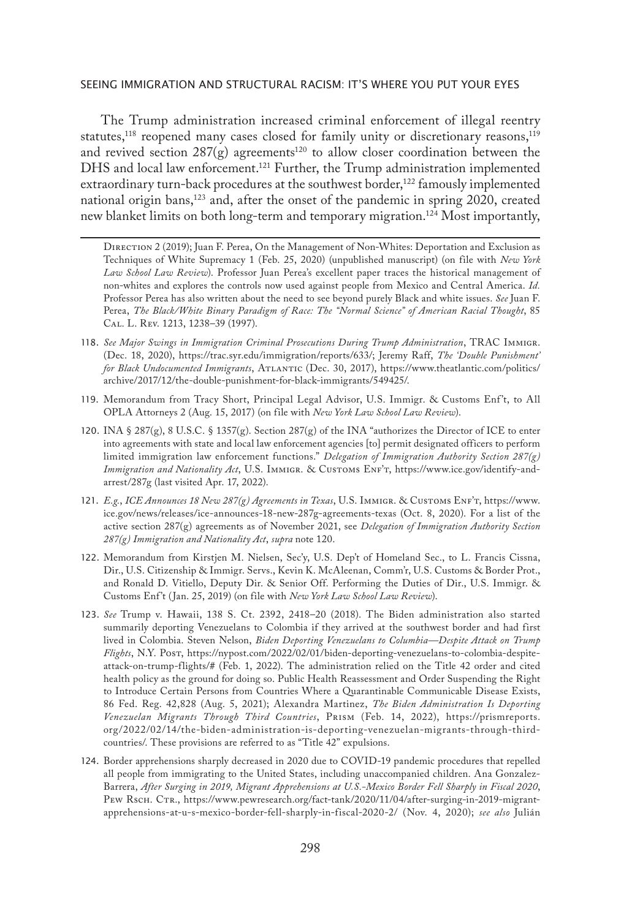The Trump administration increased criminal enforcement of illegal reentry statutes,[118] reopened many cases closed for family unity or discretionary reasons,[119] and revived section 287(g) agreements[120] to allow closer coordination between the DHS and local law enforcement.[121] Further, the Trump administration implemented extraordinary turn-back procedures at the southwest border,[122] famously implemented national origin bans,[123] and, after the onset of the pandemic in spring 2020, created new blanket limits on both long-term and temporary migration.[124] Most importantly,

---

Direction 2 (2019); Juan F. Perea, On the Management of Non-Whites: Deportation and Exclusion as Techniques of White Supremacy 1 (Feb. 25, 2020) (unpublished manuscript) (on file with *New York Law School Law Review*). Professor Juan Perea's excellent paper traces the historical management of non-whites and explores the controls now used against people from Mexico and Central America. *Id.* Professor Perea has also written about the need to see beyond purely Black and white issues. *See* Juan F. Perea, *The Black/White Binary Paradigm of Race: The "Normal Science" of American Racial Thought*, 85 Cal. L. Rev. 1213, 1238–39 (1997).

118. *See Major Swings in Immigration Criminal Prosecutions During Trump Administration*, TRAC Immigr. (Dec. 18, 2020), https://trac.syr.edu/immigration/reports/633/; Jeremy Raff, *The 'Double Punishment' for Black Undocumented Immigrants*, Atlantic (Dec. 30, 2017), https://www.theatlantic.com/politics/archive/2017/12/the-double-punishment-for-black-immigrants/549425/.

119. Memorandum from Tracy Short, Principal Legal Advisor, U.S. Immigr. & Customs Enf't, to All OPLA Attorneys 2 (Aug. 15, 2017) (on file with *New York Law School Law Review*).

120. INA § 287(g), 8 U.S.C. § 1357(g). Section 287(g) of the INA "authorizes the Director of ICE to enter into agreements with state and local law enforcement agencies [to] permit designated officers to perform limited immigration law enforcement functions." *Delegation of Immigration Authority Section 287(g) Immigration and Nationality Act*, U.S. Immigr. & Customs Enf't, https://www.ice.gov/identify-and-arrest/287g (last visited Apr. 17, 2022).

121. *E.g.*, *ICE Announces 18 New 287(g) Agreements in Texas*, U.S. Immigr. & Customs Enf't, https://www.ice.gov/news/releases/ice-announces-18-new-287g-agreements-texas (Oct. 8, 2020). For a list of the active section 287(g) agreements as of November 2021, see *Delegation of Immigration Authority Section 287(g) Immigration and Nationality Act*, *supra* note 120.

122. Memorandum from Kirstjen M. Nielsen, Sec'y, U.S. Dep't of Homeland Sec., to L. Francis Cissna, Dir., U.S. Citizenship & Immigr. Servs., Kevin K. McAleenan, Comm'r, U.S. Customs & Border Prot., and Ronald D. Vitiello, Deputy Dir. & Senior Off. Performing the Duties of Dir., U.S. Immigr. & Customs Enf't (Jan. 25, 2019) (on file with *New York Law School Law Review*).

123. *See* Trump v. Hawaii, 138 S. Ct. 2392, 2418–20 (2018). The Biden administration also started summarily deporting Venezuelans to Colombia if they arrived at the southwest border and had first lived in Colombia. Steven Nelson, *Biden Deporting Venezuelans to Columbia—Despite Attack on Trump Flights*, N.Y. Post, https://nypost.com/2022/02/01/biden-deporting-venezuelans-to-colombia-despite-attack-on-trump-flights/# (Feb. 1, 2022). The administration relied on the Title 42 order and cited health policy as the ground for doing so. Public Health Reassessment and Order Suspending the Right to Introduce Certain Persons from Countries Where a Quarantinable Communicable Disease Exists, 86 Fed. Reg. 42,828 (Aug. 5, 2021); Alexandra Martinez, *The Biden Administration Is Deporting Venezuelan Migrants Through Third Countries*, Prism (Feb. 14, 2022), https://prismreports.org/2022/02/14/the-biden-administration-is-deporting-venezuelan-migrants-through-third-countries/. These provisions are referred to as "Title 42" expulsions.

124. Border apprehensions sharply decreased in 2020 due to COVID-19 pandemic procedures that repelled all people from immigrating to the United States, including unaccompanied children. Ana Gonzalez-Barrera, *After Surging in 2019, Migrant Apprehensions at U.S.-Mexico Border Fell Sharply in Fiscal 2020*, Pew Rsch. Ctr., https://www.pewresearch.org/fact-tank/2020/11/04/after-surging-in-2019-migrant-apprehensions-at-u-s-mexico-border-fell-sharply-in-fiscal-2020-2/ (Nov. 4, 2020); *see also* Julián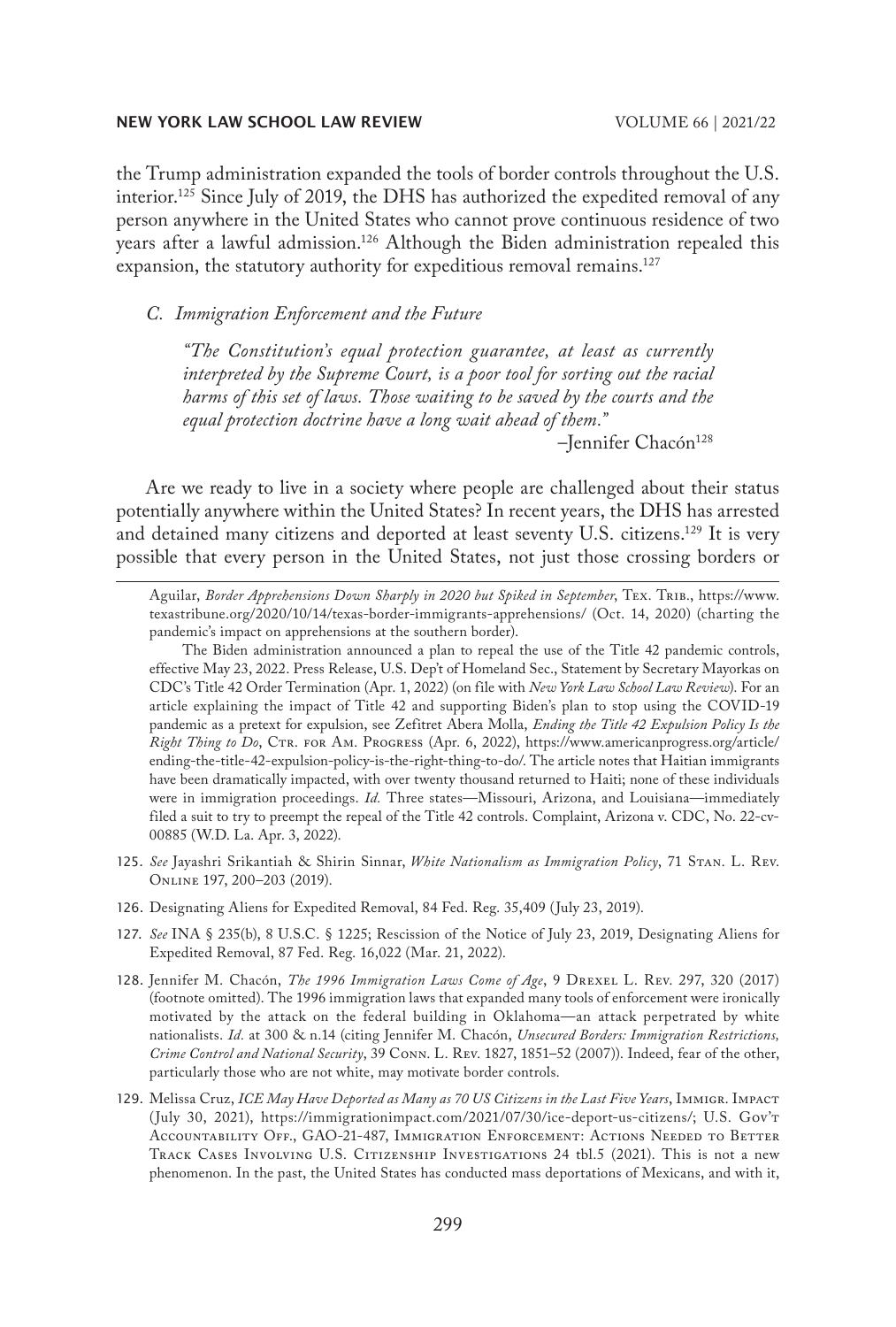the Trump administration expanded the tools of border controls throughout the U.S. interior.[125] Since July of 2019, the DHS has authorized the expedited removal of any person anywhere in the United States who cannot prove continuous residence of two years after a lawful admission.[126] Although the Biden administration repealed this expansion, the statutory authority for expeditious removal remains.[127]

### *C. Immigration Enforcement and the Future*

> *"The Constitution's equal protection guarantee, at least as currently interpreted by the Supreme Court, is a poor tool for sorting out the racial harms of this set of laws. Those waiting to be saved by the courts and the equal protection doctrine have a long wait ahead of them."*
>
> –Jennifer Chacón[128]

Are we ready to live in a society where people are challenged about their status potentially anywhere within the United States? In recent years, the DHS has arrested and detained many citizens and deported at least seventy U.S. citizens.[129] It is very possible that every person in the United States, not just those crossing borders or

---

Aguilar, *Border Apprehensions Down Sharply in 2020 but Spiked in September*, Tex. Trib., https://www.texastribune.org/2020/10/14/texas-border-immigrants-apprehensions/ (Oct. 14, 2020) (charting the pandemic's impact on apprehensions at the southern border).

The Biden administration announced a plan to repeal the use of the Title 42 pandemic controls, effective May 23, 2022. Press Release, U.S. Dep't of Homeland Sec., Statement by Secretary Mayorkas on CDC's Title 42 Order Termination (Apr. 1, 2022) (on file with *New York Law School Law Review*). For an article explaining the impact of Title 42 and supporting Biden's plan to stop using the COVID-19 pandemic as a pretext for expulsion, see Zefitret Abera Molla, *Ending the Title 42 Expulsion Policy Is the Right Thing to Do*, Ctr. for Am. Progress (Apr. 6, 2022), https://www.americanprogress.org/article/ending-the-title-42-expulsion-policy-is-the-right-thing-to-do/. The article notes that Haitian immigrants have been dramatically impacted, with over twenty thousand returned to Haiti; none of these individuals were in immigration proceedings. *Id.* Three states—Missouri, Arizona, and Louisiana—immediately filed a suit to try to preempt the repeal of the Title 42 controls. Complaint, Arizona v. CDC, No. 22-cv-00885 (W.D. La. Apr. 3, 2022).

125. *See* Jayashri Srikantiah & Shirin Sinnar, *White Nationalism as Immigration Policy*, 71 Stan. L. Rev. Online 197, 200–203 (2019).

126. Designating Aliens for Expedited Removal, 84 Fed. Reg. 35,409 (July 23, 2019).

127. *See* INA § 235(b), 8 U.S.C. § 1225; Rescission of the Notice of July 23, 2019, Designating Aliens for Expedited Removal, 87 Fed. Reg. 16,022 (Mar. 21, 2022).

128. Jennifer M. Chacón, *The 1996 Immigration Laws Come of Age*, 9 Drexel L. Rev. 297, 320 (2017) (footnote omitted). The 1996 immigration laws that expanded many tools of enforcement were ironically motivated by the attack on the federal building in Oklahoma—an attack perpetrated by white nationalists. *Id.* at 300 & n.14 (citing Jennifer M. Chacón, *Unsecured Borders: Immigration Restrictions, Crime Control and National Security*, 39 Conn. L. Rev. 1827, 1851–52 (2007)). Indeed, fear of the other, particularly those who are not white, may motivate border controls.

129. Melissa Cruz, *ICE May Have Deported as Many as 70 US Citizens in the Last Five Years*, Immigr. Impact (July 30, 2021), https://immigrationimpact.com/2021/07/30/ice-deport-us-citizens/; U.S. Gov't Accountability Off., GAO-21-487, Immigration Enforcement: Actions Needed to Better Track Cases Involving U.S. Citizenship Investigations 24 tbl.5 (2021). This is not a new phenomenon. In the past, the United States has conducted mass deportations of Mexicans, and with it,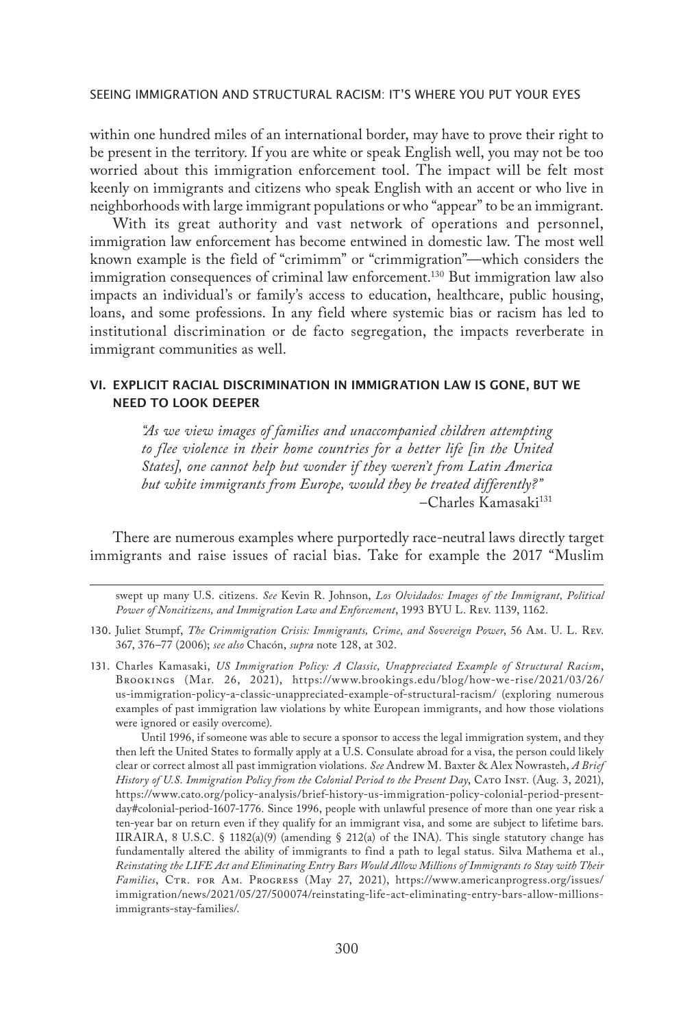within one hundred miles of an international border, may have to prove their right to be present in the territory. If you are white or speak English well, you may not be too worried about this immigration enforcement tool. The impact will be felt most keenly on immigrants and citizens who speak English with an accent or who live in neighborhoods with large immigrant populations or who "appear" to be an immigrant.

With its great authority and vast network of operations and personnel, immigration law enforcement has become entwined in domestic law. The most well known example is the field of "crimimm" or "crimmigration"—which considers the immigration consequences of criminal law enforcement.[130] But immigration law also impacts an individual's or family's access to education, healthcare, public housing, loans, and some professions. In any field where systemic bias or racism has led to institutional discrimination or de facto segregation, the impacts reverberate in immigrant communities as well.

## VI. EXPLICIT RACIAL DISCRIMINATION IN IMMIGRATION LAW IS GONE, BUT WE NEED TO LOOK DEEPER

> *"As we view images of families and unaccompanied children attempting to flee violence in their home countries for a better life [in the United States], one cannot help but wonder if they weren't from Latin America but white immigrants from Europe, would they be treated differently?"*
>
> –Charles Kamasaki[131]

There are numerous examples where purportedly race-neutral laws directly target immigrants and raise issues of racial bias. Take for example the 2017 "Muslim

---

swept up many U.S. citizens. *See* Kevin R. Johnson, *Los Olvidados: Images of the Immigrant, Political Power of Noncitizens, and Immigration Law and Enforcement*, 1993 BYU L. Rev. 1139, 1162.

130. Juliet Stumpf, *The Crimmigration Crisis: Immigrants, Crime, and Sovereign Power*, 56 Am. U. L. Rev. 367, 376–77 (2006); *see also* Chacón, *supra* note 128, at 302.

131. Charles Kamasaki, *US Immigration Policy: A Classic, Unappreciated Example of Structural Racism*, Brookings (Mar. 26, 2021), https://www.brookings.edu/blog/how-we-rise/2021/03/26/us-immigration-policy-a-classic-unappreciated-example-of-structural-racism/ (exploring numerous examples of past immigration law violations by white European immigrants, and how those violations were ignored or easily overcome).

Until 1996, if someone was able to secure a sponsor to access the legal immigration system, and they then left the United States to formally apply at a U.S. Consulate abroad for a visa, the person could likely clear or correct almost all past immigration violations. *See* Andrew M. Baxter & Alex Nowrasteh, *A Brief History of U.S. Immigration Policy from the Colonial Period to the Present Day*, Cato Inst. (Aug. 3, 2021), https://www.cato.org/policy-analysis/brief-history-us-immigration-policy-colonial-period-present-day#colonial-period-1607-1776. Since 1996, people with unlawful presence of more than one year risk a ten-year bar on return even if they qualify for an immigrant visa, and some are subject to lifetime bars. IIRAIRA, 8 U.S.C. § 1182(a)(9) (amending § 212(a) of the INA). This single statutory change has fundamentally altered the ability of immigrants to find a path to legal status. Silva Mathema et al., *Reinstating the LIFE Act and Eliminating Entry Bars Would Allow Millions of Immigrants to Stay with Their Families*, Ctr. for Am. Progress (May 27, 2021), https://www.americanprogress.org/issues/immigration/news/2021/05/27/500074/reinstating-life-act-eliminating-entry-bars-allow-millions-immigrants-stay-families/.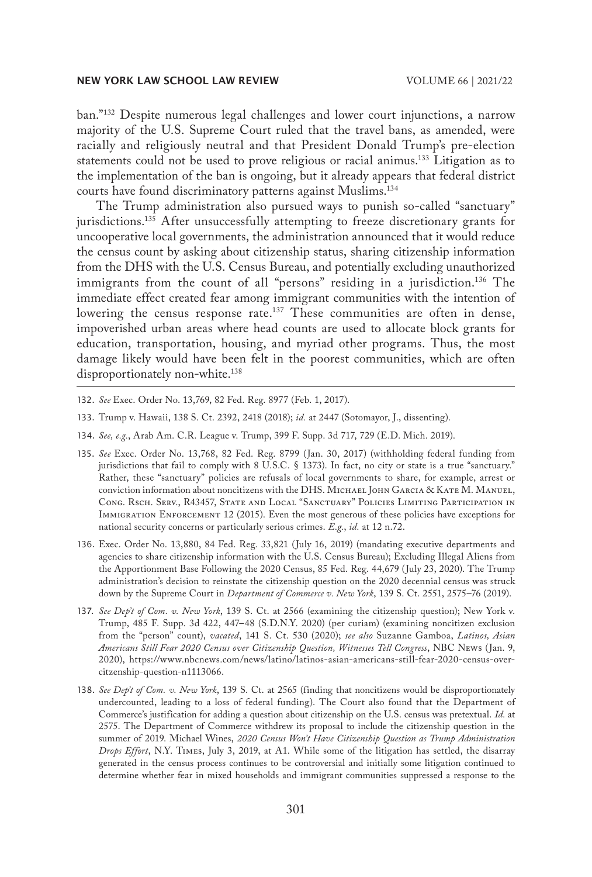ban."[132] Despite numerous legal challenges and lower court injunctions, a narrow majority of the U.S. Supreme Court ruled that the travel bans, as amended, were racially and religiously neutral and that President Donald Trump's pre-election statements could not be used to prove religious or racial animus.[133] Litigation as to the implementation of the ban is ongoing, but it already appears that federal district courts have found discriminatory patterns against Muslims.[134]

The Trump administration also pursued ways to punish so-called "sanctuary" jurisdictions.[135] After unsuccessfully attempting to freeze discretionary grants for uncooperative local governments, the administration announced that it would reduce the census count by asking about citizenship status, sharing citizenship information from the DHS with the U.S. Census Bureau, and potentially excluding unauthorized immigrants from the count of all "persons" residing in a jurisdiction.[136] The immediate effect created fear among immigrant communities with the intention of lowering the census response rate.[137] These communities are often in dense, impoverished urban areas where head counts are used to allocate block grants for education, transportation, housing, and myriad other programs. Thus, the most damage likely would have been felt in the poorest communities, which are often disproportionately non-white.[138]

---

132. *See* Exec. Order No. 13,769, 82 Fed. Reg. 8977 (Feb. 1, 2017).

133. Trump v. Hawaii, 138 S. Ct. 2392, 2418 (2018); *id.* at 2447 (Sotomayor, J., dissenting).

134. *See, e.g.*, Arab Am. C.R. League v. Trump, 399 F. Supp. 3d 717, 729 (E.D. Mich. 2019).

135. *See* Exec. Order No. 13,768, 82 Fed. Reg. 8799 (Jan. 30, 2017) (withholding federal funding from jurisdictions that fail to comply with 8 U.S.C. § 1373). In fact, no city or state is a true "sanctuary." Rather, these "sanctuary" policies are refusals of local governments to share, for example, arrest or conviction information about noncitizens with the DHS. Michael John Garcia & Kate M. Manuel, Cong. Rsch. Serv., R43457, State and Local "Sanctuary" Policies Limiting Participation in Immigration Enforcement 12 (2015). Even the most generous of these policies have exceptions for national security concerns or particularly serious crimes. *E.g.*, *id.* at 12 n.72.

136. Exec. Order No. 13,880, 84 Fed. Reg. 33,821 (July 16, 2019) (mandating executive departments and agencies to share citizenship information with the U.S. Census Bureau); Excluding Illegal Aliens from the Apportionment Base Following the 2020 Census, 85 Fed. Reg. 44,679 (July 23, 2020). The Trump administration's decision to reinstate the citizenship question on the 2020 decennial census was struck down by the Supreme Court in *Department of Commerce v. New York*, 139 S. Ct. 2551, 2575–76 (2019).

137. *See Dep't of Com. v. New York*, 139 S. Ct. at 2566 (examining the citizenship question); New York v. Trump, 485 F. Supp. 3d 422, 447–48 (S.D.N.Y. 2020) (per curiam) (examining noncitizen exclusion from the "person" count), *vacated*, 141 S. Ct. 530 (2020); *see also* Suzanne Gamboa, *Latinos, Asian Americans Still Fear 2020 Census over Citizenship Question, Witnesses Tell Congress*, NBC News (Jan. 9, 2020), https://www.nbcnews.com/news/latino/latinos-asian-americans-still-fear-2020-census-over-citizenship-question-n1113066.

138. *See Dep't of Com. v. New York*, 139 S. Ct. at 2565 (finding that noncitizens would be disproportionately undercounted, leading to a loss of federal funding). The Court also found that the Department of Commerce's justification for adding a question about citizenship on the U.S. census was pretextual. *Id.* at 2575. The Department of Commerce withdrew its proposal to include the citizenship question in the summer of 2019. Michael Wines, *2020 Census Won't Have Citizenship Question as Trump Administration Drops Effort*, N.Y. Times, July 3, 2019, at A1. While some of the litigation has settled, the disarray generated in the census process continues to be controversial and initially some litigation continued to determine whether fear in mixed households and immigrant communities suppressed a response to the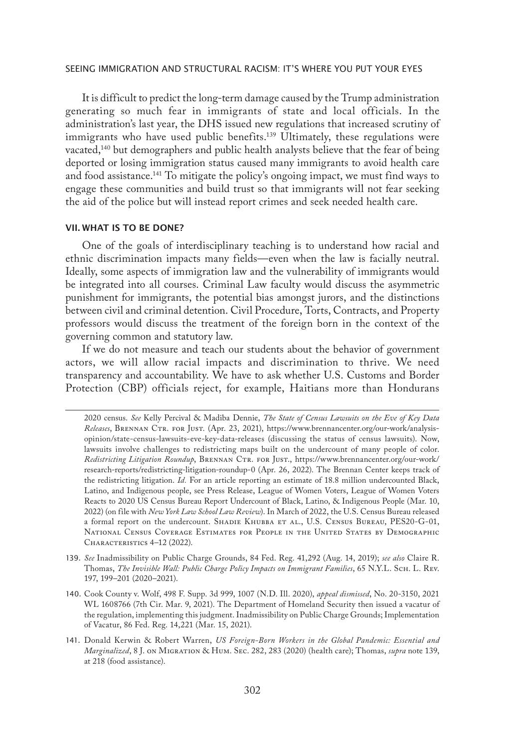It is difficult to predict the long-term damage caused by the Trump administration generating so much fear in immigrants of state and local officials. In the administration's last year, the DHS issued new regulations that increased scrutiny of immigrants who have used public benefits.[139] Ultimately, these regulations were vacated,[140] but demographers and public health analysts believe that the fear of being deported or losing immigration status caused many immigrants to avoid health care and food assistance.[141] To mitigate the policy's ongoing impact, we must find ways to engage these communities and build trust so that immigrants will not fear seeking the aid of the police but will instead report crimes and seek needed health care.

## VII. WHAT IS TO BE DONE?

One of the goals of interdisciplinary teaching is to understand how racial and ethnic discrimination impacts many fields—even when the law is facially neutral. Ideally, some aspects of immigration law and the vulnerability of immigrants would be integrated into all courses. Criminal Law faculty would discuss the asymmetric punishment for immigrants, the potential bias amongst jurors, and the distinctions between civil and criminal detention. Civil Procedure, Torts, Contracts, and Property professors would discuss the treatment of the foreign born in the context of the governing common and statutory law.

If we do not measure and teach our students about the behavior of government actors, we will allow racial impacts and discrimination to thrive. We need transparency and accountability. We have to ask whether U.S. Customs and Border Protection (CBP) officials reject, for example, Haitians more than Hondurans

---

2020 census. *See* Kelly Percival & Madiba Dennie, *The State of Census Lawsuits on the Eve of Key Data Releases*, Brennan Ctr. for Just. (Apr. 23, 2021), https://www.brennancenter.org/our-work/analysis-opinion/state-census-lawsuits-eve-key-data-releases (discussing the status of census lawsuits). Now, lawsuits involve challenges to redistricting maps built on the undercount of many people of color. *Redistricting Litigation Roundup*, Brennan Ctr. for Just., https://www.brennancenter.org/our-work/research-reports/redistricting-litigation-roundup-0 (Apr. 26, 2022). The Brennan Center keeps track of the redistricting litigation. *Id.* For an article reporting an estimate of 18.8 million undercounted Black, Latino, and Indigenous people, see Press Release, League of Women Voters, League of Women Voters Reacts to 2020 US Census Bureau Report Undercount of Black, Latino, & Indigenous People (Mar. 10, 2022) (on file with *New York Law School Law Review*). In March of 2022, the U.S. Census Bureau released a formal report on the undercount. Shadie Khubba et al., U.S. Census Bureau, PES20-G-01, National Census Coverage Estimates for People in the United States by Demographic Characteristics 4–12 (2022).

139. *See* Inadmissibility on Public Charge Grounds, 84 Fed. Reg. 41,292 (Aug. 14, 2019); *see also* Claire R. Thomas, *The Invisible Wall: Public Charge Policy Impacts on Immigrant Families*, 65 N.Y.L. Sch. L. Rev. 197, 199–201 (2020–2021).

140. Cook County v. Wolf, 498 F. Supp. 3d 999, 1007 (N.D. Ill. 2020), *appeal dismissed*, No. 20-3150, 2021 WL 1608766 (7th Cir. Mar. 9, 2021). The Department of Homeland Security then issued a vacatur of the regulation, implementing this judgment. Inadmissibility on Public Charge Grounds; Implementation of Vacatur, 86 Fed. Reg. 14,221 (Mar. 15, 2021).

141. Donald Kerwin & Robert Warren, *US Foreign-Born Workers in the Global Pandemic: Essential and Marginalized*, 8 J. on Migration & Hum. Sec. 282, 283 (2020) (health care); Thomas, *supra* note 139, at 218 (food assistance).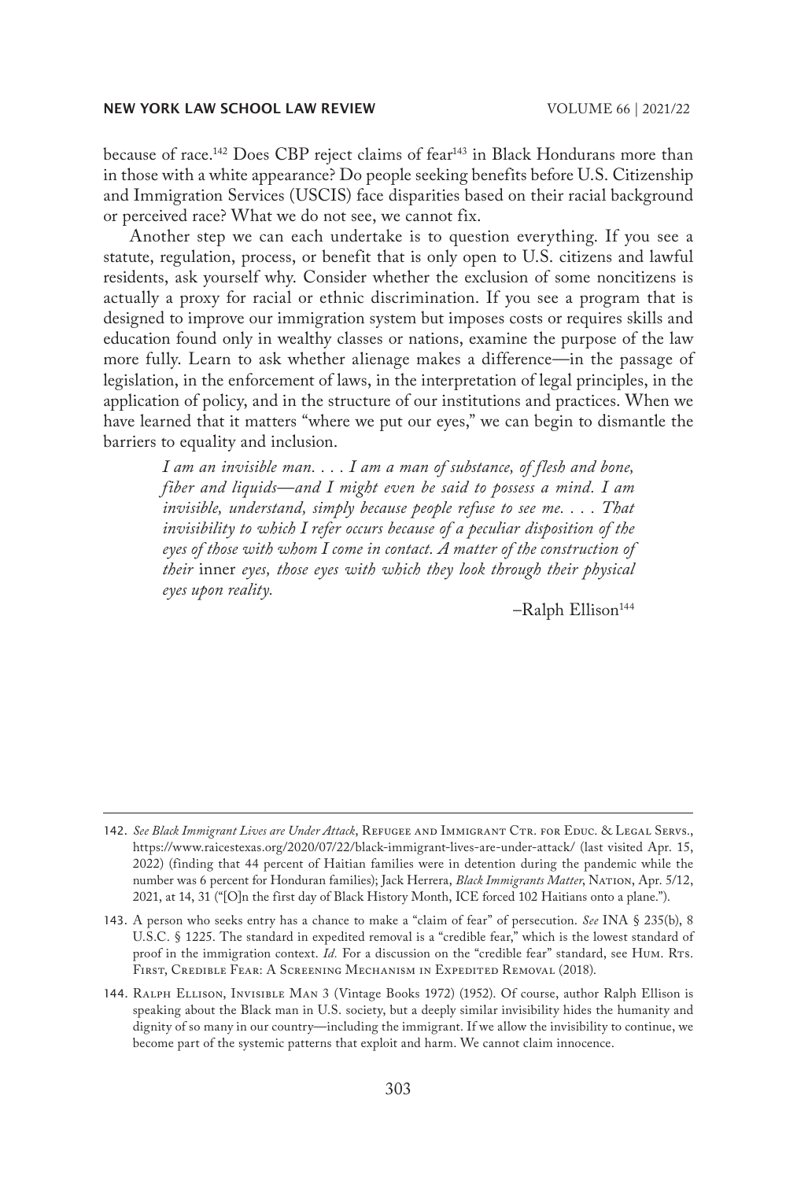because of race.[142] Does CBP reject claims of fear[143] in Black Hondurans more than in those with a white appearance? Do people seeking benefits before U.S. Citizenship and Immigration Services (USCIS) face disparities based on their racial background or perceived race? What we do not see, we cannot fix.

Another step we can each undertake is to question everything. If you see a statute, regulation, process, or benefit that is only open to U.S. citizens and lawful residents, ask yourself why. Consider whether the exclusion of some noncitizens is actually a proxy for racial or ethnic discrimination. If you see a program that is designed to improve our immigration system but imposes costs or requires skills and education found only in wealthy classes or nations, examine the purpose of the law more fully. Learn to ask whether alienage makes a difference—in the passage of legislation, in the enforcement of laws, in the interpretation of legal principles, in the application of policy, and in the structure of our institutions and practices. When we have learned that it matters "where we put our eyes," we can begin to dismantle the barriers to equality and inclusion.

> *I am an invisible man. . . . I am a man of substance, of flesh and bone, fiber and liquids—and I might even be said to possess a mind. I am invisible, understand, simply because people refuse to see me. . . . That invisibility to which I refer occurs because of a peculiar disposition of the eyes of those with whom I come in contact. A matter of the construction of their* inner *eyes, those eyes with which they look through their physical eyes upon reality.*
>
> –Ralph Ellison[144]

---

142. *See Black Immigrant Lives are Under Attack*, Refugee and Immigrant Ctr. for Educ. & Legal Servs., https://www.raicestexas.org/2020/07/22/black-immigrant-lives-are-under-attack/ (last visited Apr. 15, 2022) (finding that 44 percent of Haitian families were in detention during the pandemic while the number was 6 percent for Honduran families); Jack Herrera, *Black Immigrants Matter*, Nation, Apr. 5/12, 2021, at 14, 31 ("[O]n the first day of Black History Month, ICE forced 102 Haitians onto a plane.").

143. A person who seeks entry has a chance to make a "claim of fear" of persecution. *See* INA § 235(b), 8 U.S.C. § 1225. The standard in expedited removal is a "credible fear," which is the lowest standard of proof in the immigration context. *Id.* For a discussion on the "credible fear" standard, see Hum. Rts. First, Credible Fear: A Screening Mechanism in Expedited Removal (2018).

144. Ralph Ellison, Invisible Man 3 (Vintage Books 1972) (1952). Of course, author Ralph Ellison is speaking about the Black man in U.S. society, but a deeply similar invisibility hides the humanity and dignity of so many in our country—including the immigrant. If we allow the invisibility to continue, we become part of the systemic patterns that exploit and harm. We cannot claim innocence.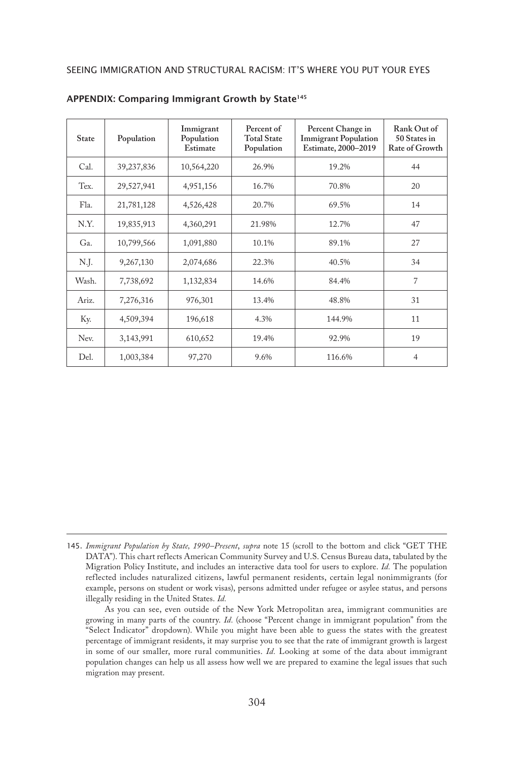## APPENDIX: Comparing Immigrant Growth by State[145]

| State | Population | Immigrant Population Estimate | Percent of Total State Population | Percent Change in Immigrant Population Estimate, 2000–2019 | Rank Out of 50 States in Rate of Growth |
|---|---|---|---|---|---|
| Cal. | 39,237,836 | 10,564,220 | 26.9% | 19.2% | 44 |
| Tex. | 29,527,941 | 4,951,156 | 16.7% | 70.8% | 20 |
| Fla. | 21,781,128 | 4,526,428 | 20.7% | 69.5% | 14 |
| N.Y. | 19,835,913 | 4,360,291 | 21.98% | 12.7% | 47 |
| Ga. | 10,799,566 | 1,091,880 | 10.1% | 89.1% | 27 |
| N.J. | 9,267,130 | 2,074,686 | 22.3% | 40.5% | 34 |
| Wash. | 7,738,692 | 1,132,834 | 14.6% | 84.4% | 7 |
| Ariz. | 7,276,316 | 976,301 | 13.4% | 48.8% | 31 |
| Ky. | 4,509,394 | 196,618 | 4.3% | 144.9% | 11 |
| Nev. | 3,143,991 | 610,652 | 19.4% | 92.9% | 19 |
| Del. | 1,003,384 | 97,270 | 9.6% | 116.6% | 4 |

145. *Immigrant Population by State, 1990–Present*, *supra* note 15 (scroll to the bottom and click "GET THE DATA"). This chart reflects American Community Survey and U.S. Census Bureau data, tabulated by the Migration Policy Institute, and includes an interactive data tool for users to explore. *Id.* The population reflected includes naturalized citizens, lawful permanent residents, certain legal nonimmigrants (for example, persons on student or work visas), persons admitted under refugee or asylee status, and persons illegally residing in the United States. *Id.*

As you can see, even outside of the New York Metropolitan area, immigrant communities are growing in many parts of the country. *Id.* (choose "Percent change in immigrant population" from the "Select Indicator" dropdown). While you might have been able to guess the states with the greatest percentage of immigrant residents, it may surprise you to see that the rate of immigrant growth is largest in some of our smaller, more rural communities. *Id.* Looking at some of the data about immigrant population changes can help us all assess how well we are prepared to examine the legal issues that such migration may present.